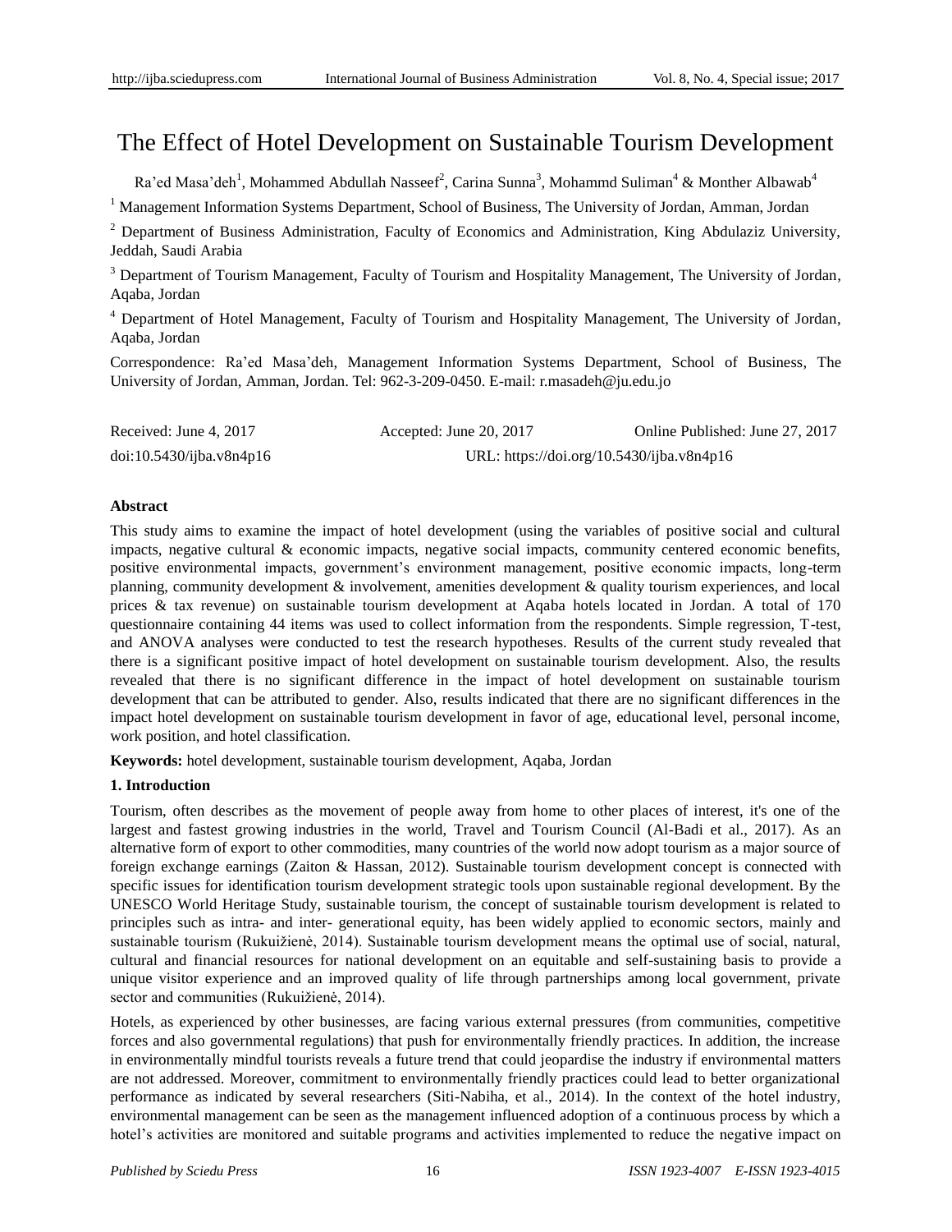# The Effect of Hotel Development on Sustainable Tourism Development

Ra'ed Masa'deh[1], Mohammed Abdullah Nasseef[2], Carina Sunna[3], Mohammd Suliman[4] & Monther Albawab[4]

[1] Management Information Systems Department, School of Business, The University of Jordan, Amman, Jordan

[2] Department of Business Administration, Faculty of Economics and Administration, King Abdulaziz University, Jeddah, Saudi Arabia

[3] Department of Tourism Management, Faculty of Tourism and Hospitality Management, The University of Jordan, Aqaba, Jordan

[4] Department of Hotel Management, Faculty of Tourism and Hospitality Management, The University of Jordan, Aqaba, Jordan

Correspondence: Ra'ed Masa'deh, Management Information Systems Department, School of Business, The University of Jordan, Amman, Jordan. Tel: 962-3-209-0450. E-mail: r.masadeh@ju.edu.jo

Received: June 4, 2017 Accepted: June 20, 2017 Online Published: June 27, 2017

doi:10.5430/ijba.v8n4p16 URL: https://doi.org/10.5430/ijba.v8n4p16

**Abstract**

This study aims to examine the impact of hotel development (using the variables of positive social and cultural impacts, negative cultural & economic impacts, negative social impacts, community centered economic benefits, positive environmental impacts, government's environment management, positive economic impacts, long-term planning, community development & involvement, amenities development & quality tourism experiences, and local prices & tax revenue) on sustainable tourism development at Aqaba hotels located in Jordan. A total of 170 questionnaire containing 44 items was used to collect information from the respondents. Simple regression, T-test, and ANOVA analyses were conducted to test the research hypotheses. Results of the current study revealed that there is a significant positive impact of hotel development on sustainable tourism development. Also, the results revealed that there is no significant difference in the impact of hotel development on sustainable tourism development that can be attributed to gender. Also, results indicated that there are no significant differences in the impact hotel development on sustainable tourism development in favor of age, educational level, personal income, work position, and hotel classification.

**Keywords:** hotel development, sustainable tourism development, Aqaba, Jordan

## 1. Introduction

Tourism, often describes as the movement of people away from home to other places of interest, it's one of the largest and fastest growing industries in the world, Travel and Tourism Council (Al-Badi et al., 2017). As an alternative form of export to other commodities, many countries of the world now adopt tourism as a major source of foreign exchange earnings (Zaiton & Hassan, 2012). Sustainable tourism development concept is connected with specific issues for identification tourism development strategic tools upon sustainable regional development. By the UNESCO World Heritage Study, sustainable tourism, the concept of sustainable tourism development is related to principles such as intra- and inter- generational equity, has been widely applied to economic sectors, mainly and sustainable tourism (Rukuižienė, 2014). Sustainable tourism development means the optimal use of social, natural, cultural and financial resources for national development on an equitable and self-sustaining basis to provide a unique visitor experience and an improved quality of life through partnerships among local government, private sector and communities (Rukuižienė, 2014).

Hotels, as experienced by other businesses, are facing various external pressures (from communities, competitive forces and also governmental regulations) that push for environmentally friendly practices. In addition, the increase in environmentally mindful tourists reveals a future trend that could jeopardise the industry if environmental matters are not addressed. Moreover, commitment to environmentally friendly practices could lead to better organizational performance as indicated by several researchers (Siti-Nabiha, et al., 2014). In the context of the hotel industry, environmental management can be seen as the management influenced adoption of a continuous process by which a hotel's activities are monitored and suitable programs and activities implemented to reduce the negative impact on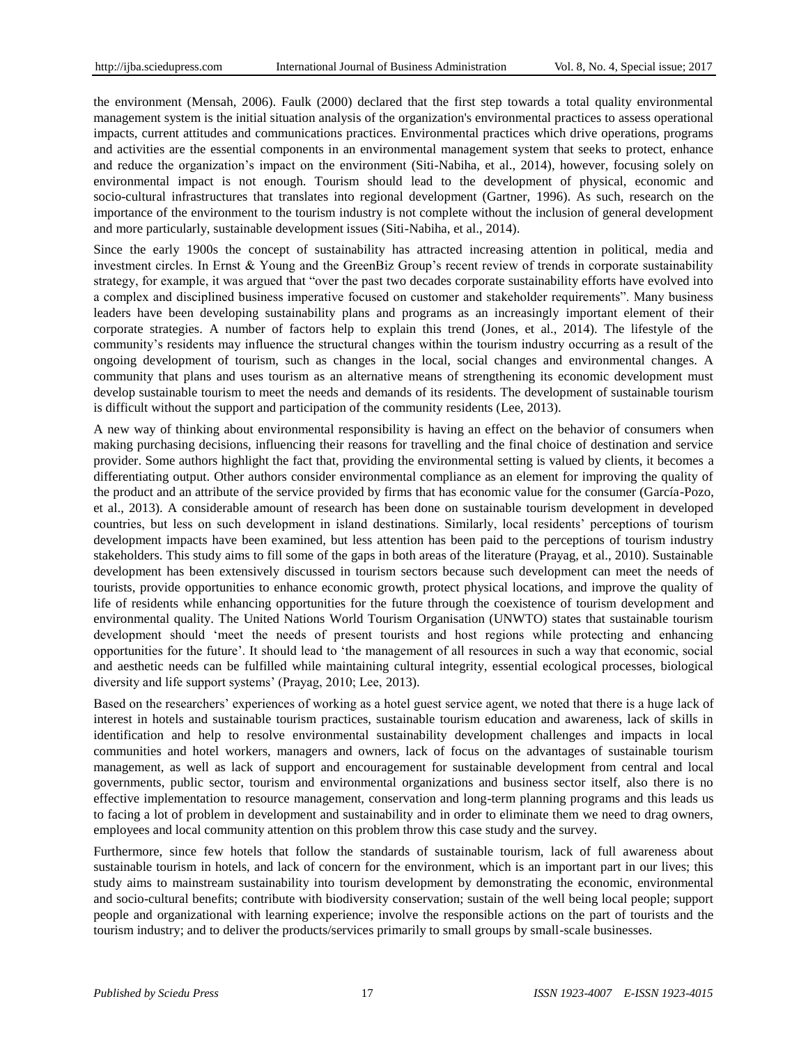the environment (Mensah, 2006). Faulk (2000) declared that the first step towards a total quality environmental management system is the initial situation analysis of the organization's environmental practices to assess operational impacts, current attitudes and communications practices. Environmental practices which drive operations, programs and activities are the essential components in an environmental management system that seeks to protect, enhance and reduce the organization's impact on the environment (Siti-Nabiha, et al., 2014), however, focusing solely on environmental impact is not enough. Tourism should lead to the development of physical, economic and socio-cultural infrastructures that translates into regional development (Gartner, 1996). As such, research on the importance of the environment to the tourism industry is not complete without the inclusion of general development and more particularly, sustainable development issues (Siti-Nabiha, et al., 2014).

Since the early 1900s the concept of sustainability has attracted increasing attention in political, media and investment circles. In Ernst & Young and the GreenBiz Group's recent review of trends in corporate sustainability strategy, for example, it was argued that "over the past two decades corporate sustainability efforts have evolved into a complex and disciplined business imperative focused on customer and stakeholder requirements". Many business leaders have been developing sustainability plans and programs as an increasingly important element of their corporate strategies. A number of factors help to explain this trend (Jones, et al., 2014). The lifestyle of the community's residents may influence the structural changes within the tourism industry occurring as a result of the ongoing development of tourism, such as changes in the local, social changes and environmental changes. A community that plans and uses tourism as an alternative means of strengthening its economic development must develop sustainable tourism to meet the needs and demands of its residents. The development of sustainable tourism is difficult without the support and participation of the community residents (Lee, 2013).

A new way of thinking about environmental responsibility is having an effect on the behavior of consumers when making purchasing decisions, influencing their reasons for travelling and the final choice of destination and service provider. Some authors highlight the fact that, providing the environmental setting is valued by clients, it becomes a differentiating output. Other authors consider environmental compliance as an element for improving the quality of the product and an attribute of the service provided by firms that has economic value for the consumer (García-Pozo, et al., 2013). A considerable amount of research has been done on sustainable tourism development in developed countries, but less on such development in island destinations. Similarly, local residents' perceptions of tourism development impacts have been examined, but less attention has been paid to the perceptions of tourism industry stakeholders. This study aims to fill some of the gaps in both areas of the literature (Prayag, et al., 2010). Sustainable development has been extensively discussed in tourism sectors because such development can meet the needs of tourists, provide opportunities to enhance economic growth, protect physical locations, and improve the quality of life of residents while enhancing opportunities for the future through the coexistence of tourism development and environmental quality. The United Nations World Tourism Organisation (UNWTO) states that sustainable tourism development should 'meet the needs of present tourists and host regions while protecting and enhancing opportunities for the future'. It should lead to 'the management of all resources in such a way that economic, social and aesthetic needs can be fulfilled while maintaining cultural integrity, essential ecological processes, biological diversity and life support systems' (Prayag, 2010; Lee, 2013).

Based on the researchers' experiences of working as a hotel guest service agent, we noted that there is a huge lack of interest in hotels and sustainable tourism practices, sustainable tourism education and awareness, lack of skills in identification and help to resolve environmental sustainability development challenges and impacts in local communities and hotel workers, managers and owners, lack of focus on the advantages of sustainable tourism management, as well as lack of support and encouragement for sustainable development from central and local governments, public sector, tourism and environmental organizations and business sector itself, also there is no effective implementation to resource management, conservation and long-term planning programs and this leads us to facing a lot of problem in development and sustainability and in order to eliminate them we need to drag owners, employees and local community attention on this problem throw this case study and the survey.

Furthermore, since few hotels that follow the standards of sustainable tourism, lack of full awareness about sustainable tourism in hotels, and lack of concern for the environment, which is an important part in our lives; this study aims to mainstream sustainability into tourism development by demonstrating the economic, environmental and socio-cultural benefits; contribute with biodiversity conservation; sustain of the well being local people; support people and organizational with learning experience; involve the responsible actions on the part of tourists and the tourism industry; and to deliver the products/services primarily to small groups by small-scale businesses.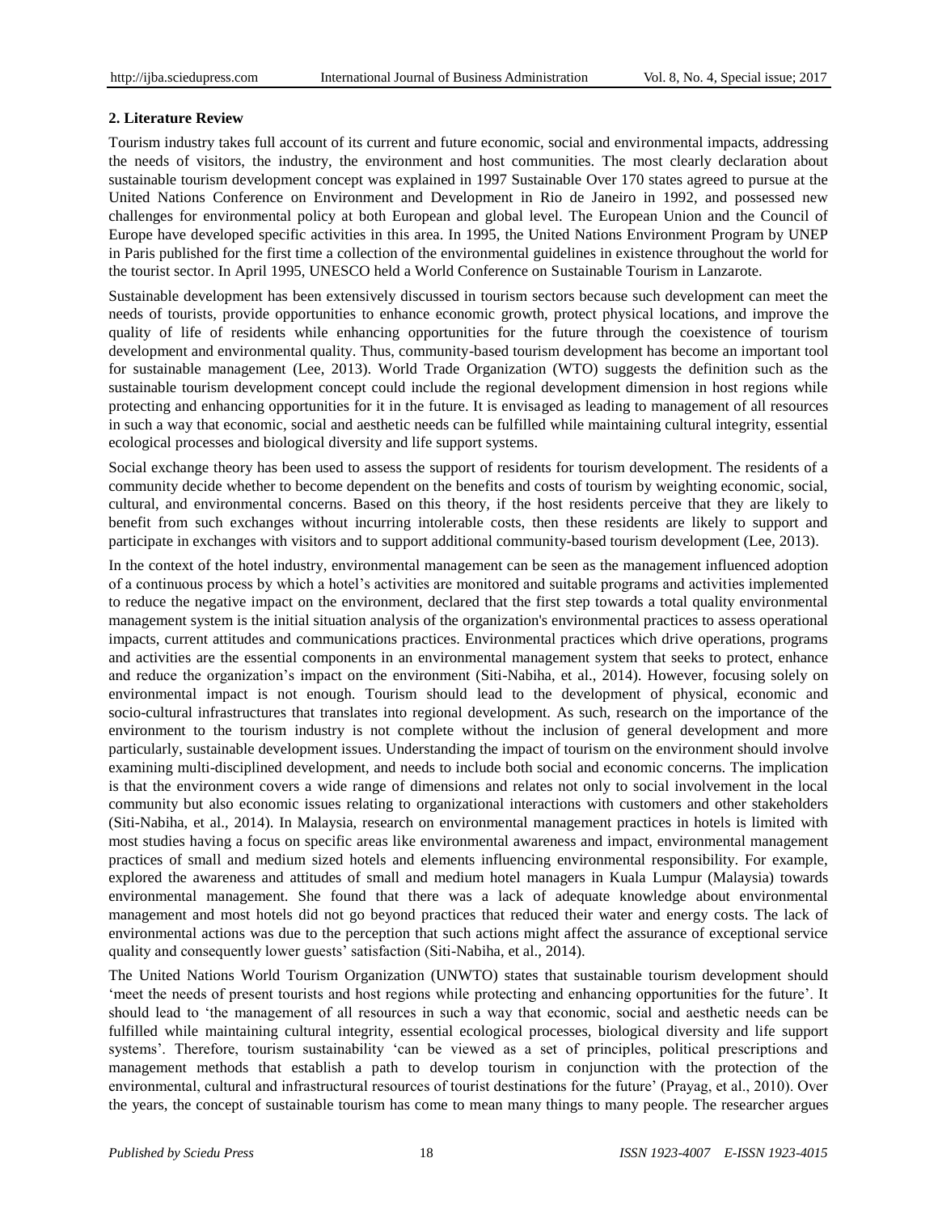## 2. Literature Review

Tourism industry takes full account of its current and future economic, social and environmental impacts, addressing the needs of visitors, the industry, the environment and host communities. The most clearly declaration about sustainable tourism development concept was explained in 1997 Sustainable Over 170 states agreed to pursue at the United Nations Conference on Environment and Development in Rio de Janeiro in 1992, and possessed new challenges for environmental policy at both European and global level. The European Union and the Council of Europe have developed specific activities in this area. In 1995, the United Nations Environment Program by UNEP in Paris published for the first time a collection of the environmental guidelines in existence throughout the world for the tourist sector. In April 1995, UNESCO held a World Conference on Sustainable Tourism in Lanzarote.

Sustainable development has been extensively discussed in tourism sectors because such development can meet the needs of tourists, provide opportunities to enhance economic growth, protect physical locations, and improve the quality of life of residents while enhancing opportunities for the future through the coexistence of tourism development and environmental quality. Thus, community-based tourism development has become an important tool for sustainable management (Lee, 2013). World Trade Organization (WTO) suggests the definition such as the sustainable tourism development concept could include the regional development dimension in host regions while protecting and enhancing opportunities for it in the future. It is envisaged as leading to management of all resources in such a way that economic, social and aesthetic needs can be fulfilled while maintaining cultural integrity, essential ecological processes and biological diversity and life support systems.

Social exchange theory has been used to assess the support of residents for tourism development. The residents of a community decide whether to become dependent on the benefits and costs of tourism by weighting economic, social, cultural, and environmental concerns. Based on this theory, if the host residents perceive that they are likely to benefit from such exchanges without incurring intolerable costs, then these residents are likely to support and participate in exchanges with visitors and to support additional community-based tourism development (Lee, 2013).

In the context of the hotel industry, environmental management can be seen as the management influenced adoption of a continuous process by which a hotel's activities are monitored and suitable programs and activities implemented to reduce the negative impact on the environment, declared that the first step towards a total quality environmental management system is the initial situation analysis of the organization's environmental practices to assess operational impacts, current attitudes and communications practices. Environmental practices which drive operations, programs and activities are the essential components in an environmental management system that seeks to protect, enhance and reduce the organization's impact on the environment (Siti-Nabiha, et al., 2014). However, focusing solely on environmental impact is not enough. Tourism should lead to the development of physical, economic and socio-cultural infrastructures that translates into regional development. As such, research on the importance of the environment to the tourism industry is not complete without the inclusion of general development and more particularly, sustainable development issues. Understanding the impact of tourism on the environment should involve examining multi-disciplined development, and needs to include both social and economic concerns. The implication is that the environment covers a wide range of dimensions and relates not only to social involvement in the local community but also economic issues relating to organizational interactions with customers and other stakeholders (Siti-Nabiha, et al., 2014). In Malaysia, research on environmental management practices in hotels is limited with most studies having a focus on specific areas like environmental awareness and impact, environmental management practices of small and medium sized hotels and elements influencing environmental responsibility. For example, explored the awareness and attitudes of small and medium hotel managers in Kuala Lumpur (Malaysia) towards environmental management. She found that there was a lack of adequate knowledge about environmental management and most hotels did not go beyond practices that reduced their water and energy costs. The lack of environmental actions was due to the perception that such actions might affect the assurance of exceptional service quality and consequently lower guests' satisfaction (Siti-Nabiha, et al., 2014).

The United Nations World Tourism Organization (UNWTO) states that sustainable tourism development should 'meet the needs of present tourists and host regions while protecting and enhancing opportunities for the future'. It should lead to 'the management of all resources in such a way that economic, social and aesthetic needs can be fulfilled while maintaining cultural integrity, essential ecological processes, biological diversity and life support systems'. Therefore, tourism sustainability 'can be viewed as a set of principles, political prescriptions and management methods that establish a path to develop tourism in conjunction with the protection of the environmental, cultural and infrastructural resources of tourist destinations for the future' (Prayag, et al., 2010). Over the years, the concept of sustainable tourism has come to mean many things to many people. The researcher argues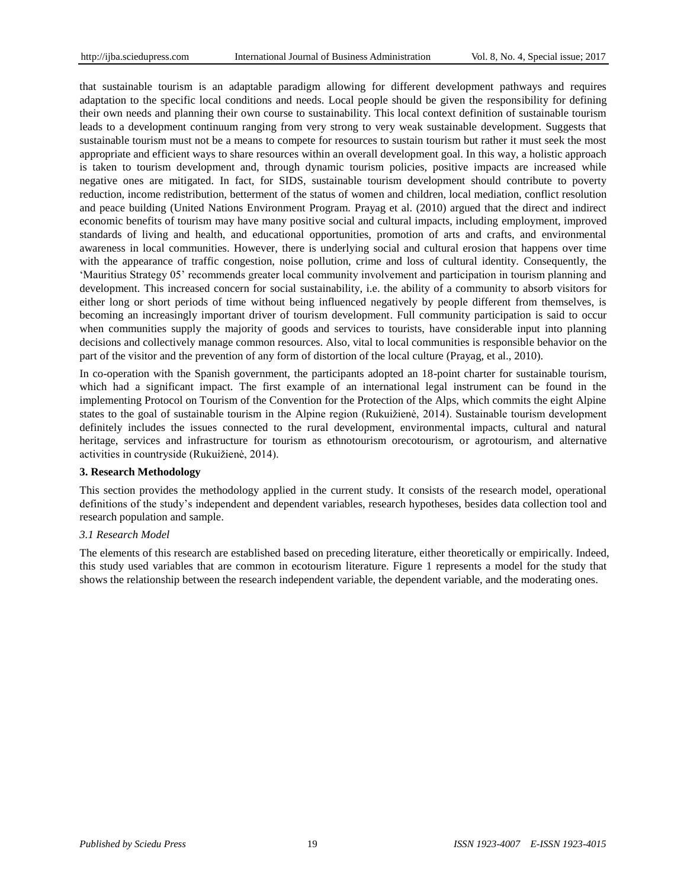that sustainable tourism is an adaptable paradigm allowing for different development pathways and requires adaptation to the specific local conditions and needs. Local people should be given the responsibility for defining their own needs and planning their own course to sustainability. This local context definition of sustainable tourism leads to a development continuum ranging from very strong to very weak sustainable development. Suggests that sustainable tourism must not be a means to compete for resources to sustain tourism but rather it must seek the most appropriate and efficient ways to share resources within an overall development goal. In this way, a holistic approach is taken to tourism development and, through dynamic tourism policies, positive impacts are increased while negative ones are mitigated. In fact, for SIDS, sustainable tourism development should contribute to poverty reduction, income redistribution, betterment of the status of women and children, local mediation, conflict resolution and peace building (United Nations Environment Program. Prayag et al. (2010) argued that the direct and indirect economic benefits of tourism may have many positive social and cultural impacts, including employment, improved standards of living and health, and educational opportunities, promotion of arts and crafts, and environmental awareness in local communities. However, there is underlying social and cultural erosion that happens over time with the appearance of traffic congestion, noise pollution, crime and loss of cultural identity. Consequently, the 'Mauritius Strategy 05' recommends greater local community involvement and participation in tourism planning and development. This increased concern for social sustainability, i.e. the ability of a community to absorb visitors for either long or short periods of time without being influenced negatively by people different from themselves, is becoming an increasingly important driver of tourism development. Full community participation is said to occur when communities supply the majority of goods and services to tourists, have considerable input into planning decisions and collectively manage common resources. Also, vital to local communities is responsible behavior on the part of the visitor and the prevention of any form of distortion of the local culture (Prayag, et al., 2010).

In co-operation with the Spanish government, the participants adopted an 18-point charter for sustainable tourism, which had a significant impact. The first example of an international legal instrument can be found in the implementing Protocol on Tourism of the Convention for the Protection of the Alps, which commits the eight Alpine states to the goal of sustainable tourism in the Alpine region (Rukuižienė, 2014). Sustainable tourism development definitely includes the issues connected to the rural development, environmental impacts, cultural and natural heritage, services and infrastructure for tourism as ethnotourism orecotourism, or agrotourism, and alternative activities in countryside (Rukuižienė, 2014).

### 3. Research Methodology

This section provides the methodology applied in the current study. It consists of the research model, operational definitions of the study's independent and dependent variables, research hypotheses, besides data collection tool and research population and sample.

#### *3.1 Research Model*

The elements of this research are established based on preceding literature, either theoretically or empirically. Indeed, this study used variables that are common in ecotourism literature. Figure 1 represents a model for the study that shows the relationship between the research independent variable, the dependent variable, and the moderating ones.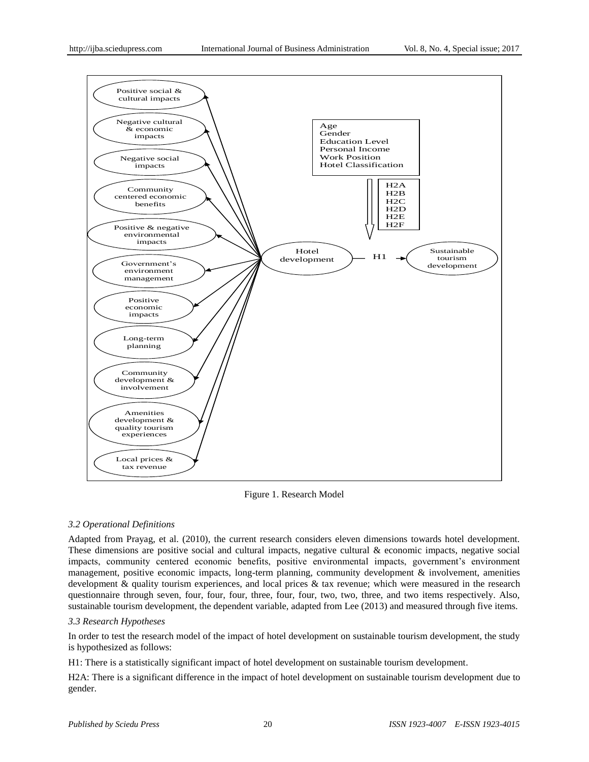Figure 1. Research Model

### 3.2 Operational Definitions

Adapted from Prayag, et al. (2010), the current research considers eleven dimensions towards hotel development. These dimensions are positive social and cultural impacts, negative cultural & economic impacts, negative social impacts, community centered economic benefits, positive environmental impacts, government's environment management, positive economic impacts, long-term planning, community development & involvement, amenities development & quality tourism experiences, and local prices & tax revenue; which were measured in the research questionnaire through seven, four, four, four, three, four, four, two, two, three, and two items respectively. Also, sustainable tourism development, the dependent variable, adapted from Lee (2013) and measured through five items.

### 3.3 Research Hypotheses

In order to test the research model of the impact of hotel development on sustainable tourism development, the study is hypothesized as follows:

H1: There is a statistically significant impact of hotel development on sustainable tourism development.

H2A: There is a significant difference in the impact of hotel development on sustainable tourism development due to gender.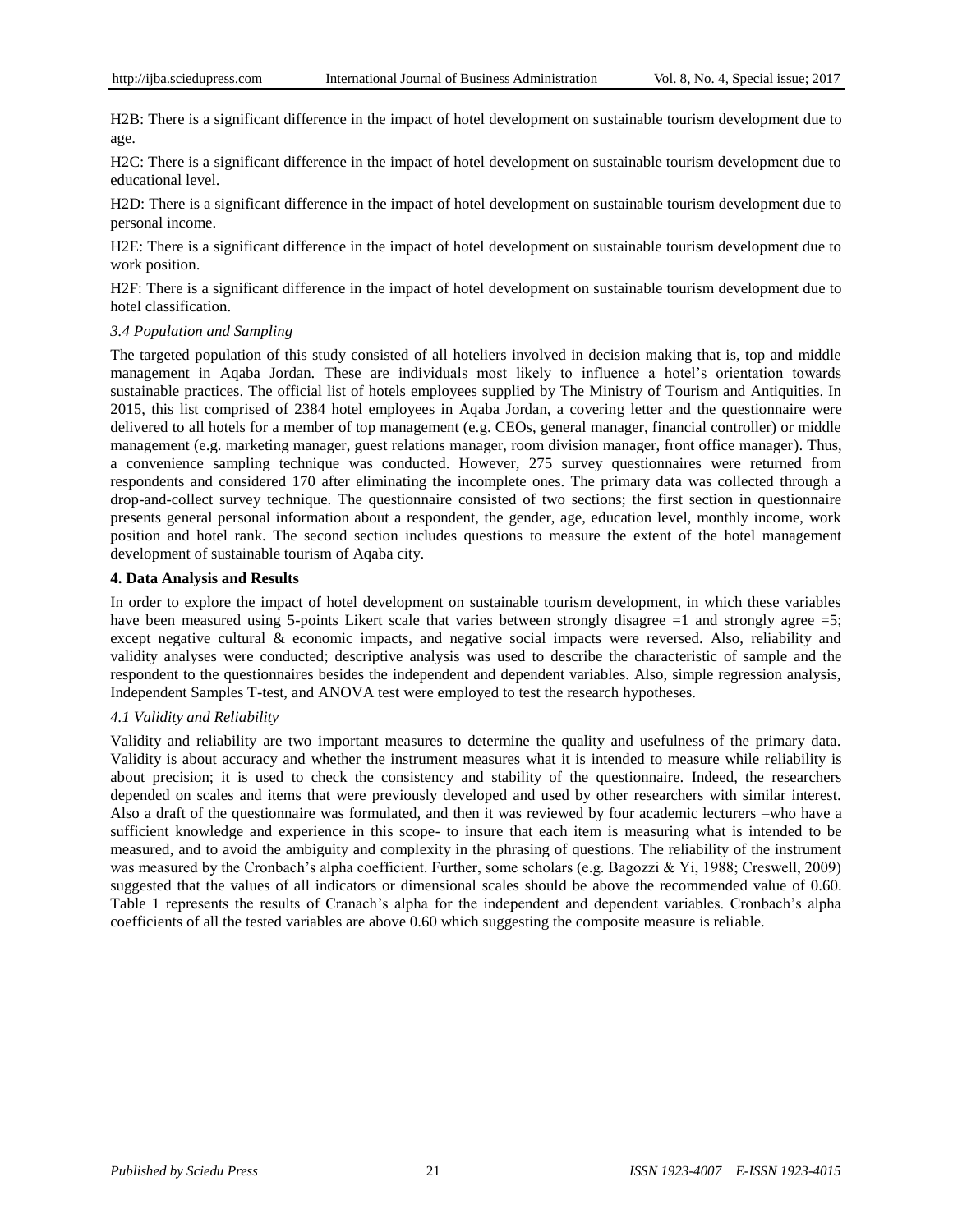H2B: There is a significant difference in the impact of hotel development on sustainable tourism development due to age.

H2C: There is a significant difference in the impact of hotel development on sustainable tourism development due to educational level.

H2D: There is a significant difference in the impact of hotel development on sustainable tourism development due to personal income.

H2E: There is a significant difference in the impact of hotel development on sustainable tourism development due to work position.

H2F: There is a significant difference in the impact of hotel development on sustainable tourism development due to hotel classification.

### *3.4 Population and Sampling*

The targeted population of this study consisted of all hoteliers involved in decision making that is, top and middle management in Aqaba Jordan. These are individuals most likely to influence a hotel's orientation towards sustainable practices. The official list of hotels employees supplied by The Ministry of Tourism and Antiquities. In 2015, this list comprised of 2384 hotel employees in Aqaba Jordan, a covering letter and the questionnaire were delivered to all hotels for a member of top management (e.g. CEOs, general manager, financial controller) or middle management (e.g. marketing manager, guest relations manager, room division manager, front office manager). Thus, a convenience sampling technique was conducted. However, 275 survey questionnaires were returned from respondents and considered 170 after eliminating the incomplete ones. The primary data was collected through a drop-and-collect survey technique. The questionnaire consisted of two sections; the first section in questionnaire presents general personal information about a respondent, the gender, age, education level, monthly income, work position and hotel rank. The second section includes questions to measure the extent of the hotel management development of sustainable tourism of Aqaba city.

## 4. Data Analysis and Results

In order to explore the impact of hotel development on sustainable tourism development, in which these variables have been measured using 5-points Likert scale that varies between strongly disagree =1 and strongly agree =5; except negative cultural & economic impacts, and negative social impacts were reversed. Also, reliability and validity analyses were conducted; descriptive analysis was used to describe the characteristic of sample and the respondent to the questionnaires besides the independent and dependent variables. Also, simple regression analysis, Independent Samples T-test, and ANOVA test were employed to test the research hypotheses.

### *4.1 Validity and Reliability*

Validity and reliability are two important measures to determine the quality and usefulness of the primary data. Validity is about accuracy and whether the instrument measures what it is intended to measure while reliability is about precision; it is used to check the consistency and stability of the questionnaire. Indeed, the researchers depended on scales and items that were previously developed and used by other researchers with similar interest. Also a draft of the questionnaire was formulated, and then it was reviewed by four academic lecturers –who have a sufficient knowledge and experience in this scope- to insure that each item is measuring what is intended to be measured, and to avoid the ambiguity and complexity in the phrasing of questions. The reliability of the instrument was measured by the Cronbach's alpha coefficient. Further, some scholars (e.g. Bagozzi & Yi, 1988; Creswell, 2009) suggested that the values of all indicators or dimensional scales should be above the recommended value of 0.60. Table 1 represents the results of Cranach's alpha for the independent and dependent variables. Cronbach's alpha coefficients of all the tested variables are above 0.60 which suggesting the composite measure is reliable.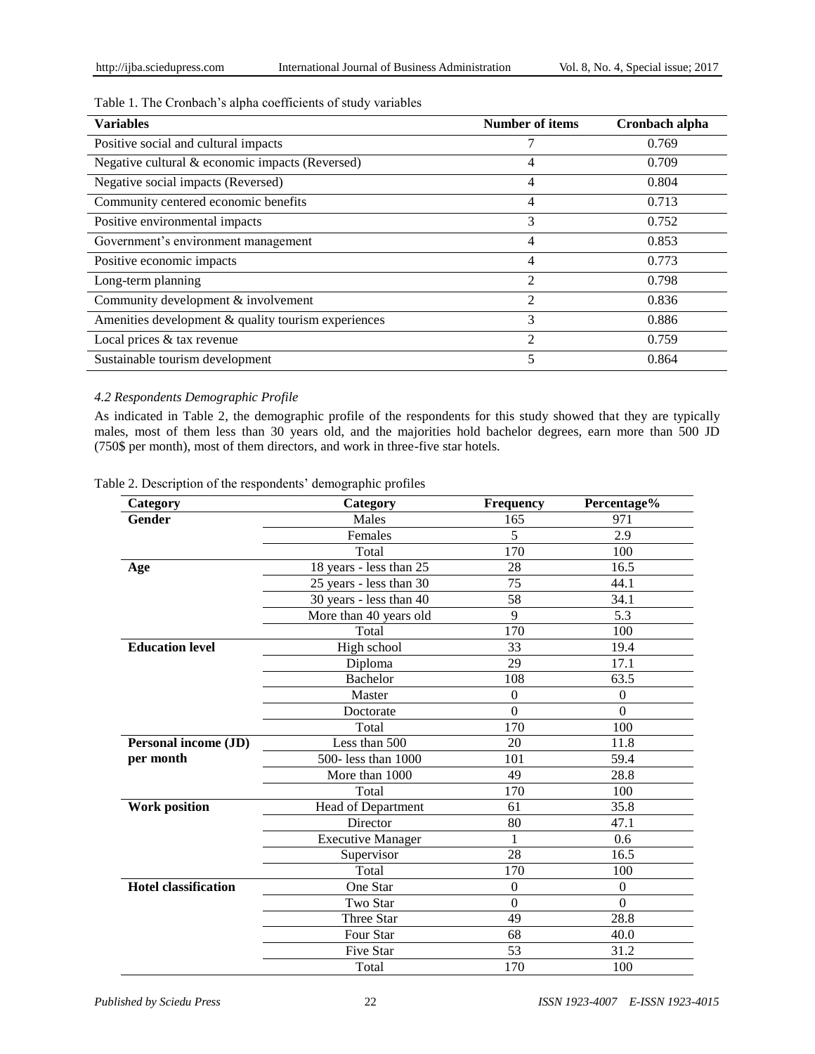Table 1. The Cronbach's alpha coefficients of study variables

| Variables | Number of items | Cronbach alpha |
|---|---|---|
| Positive social and cultural impacts | 7 | 0.769 |
| Negative cultural & economic impacts (Reversed) | 4 | 0.709 |
| Negative social impacts (Reversed) | 4 | 0.804 |
| Community centered economic benefits | 4 | 0.713 |
| Positive environmental impacts | 3 | 0.752 |
| Government's environment management | 4 | 0.853 |
| Positive economic impacts | 4 | 0.773 |
| Long-term planning | 2 | 0.798 |
| Community development & involvement | 2 | 0.836 |
| Amenities development & quality tourism experiences | 3 | 0.886 |
| Local prices & tax revenue | 2 | 0.759 |
| Sustainable tourism development | 5 | 0.864 |

### *4.2 Respondents Demographic Profile*

As indicated in Table 2, the demographic profile of the respondents for this study showed that they are typically males, most of them less than 30 years old, and the majorities hold bachelor degrees, earn more than 500 JD (750$ per month), most of them directors, and work in three-five star hotels.

Table 2. Description of the respondents' demographic profiles

| Category | Category | Frequency | Percentage% |
|---|---|---|---|
| **Gender** | Males | 165 | 971 |
| | Females | 5 | 2.9 |
| | Total | 170 | 100 |
| **Age** | 18 years - less than 25 | 28 | 16.5 |
| | 25 years - less than 30 | 75 | 44.1 |
| | 30 years - less than 40 | 58 | 34.1 |
| | More than 40 years old | 9 | 5.3 |
| | Total | 170 | 100 |
| **Education level** | High school | 33 | 19.4 |
| | Diploma | 29 | 17.1 |
| | Bachelor | 108 | 63.5 |
| | Master | 0 | 0 |
| | Doctorate | 0 | 0 |
| | Total | 170 | 100 |
| **Personal income (JD) per month** | Less than 500 | 20 | 11.8 |
| | 500- less than 1000 | 101 | 59.4 |
| | More than 1000 | 49 | 28.8 |
| | Total | 170 | 100 |
| **Work position** | Head of Department | 61 | 35.8 |
| | Director | 80 | 47.1 |
| | Executive Manager | 1 | 0.6 |
| | Supervisor | 28 | 16.5 |
| | Total | 170 | 100 |
| **Hotel classification** | One Star | 0 | 0 |
| | Two Star | 0 | 0 |
| | Three Star | 49 | 28.8 |
| | Four Star | 68 | 40.0 |
| | Five Star | 53 | 31.2 |
| | Total | 170 | 100 |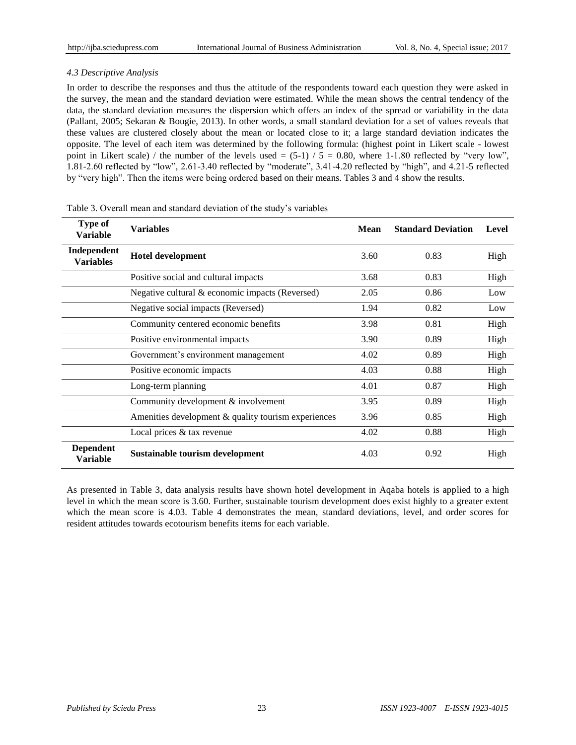### *4.3 Descriptive Analysis*

In order to describe the responses and thus the attitude of the respondents toward each question they were asked in the survey, the mean and the standard deviation were estimated. While the mean shows the central tendency of the data, the standard deviation measures the dispersion which offers an index of the spread or variability in the data (Pallant, 2005; Sekaran & Bougie, 2013). In other words, a small standard deviation for a set of values reveals that these values are clustered closely about the mean or located close to it; a large standard deviation indicates the opposite. The level of each item was determined by the following formula: (highest point in Likert scale - lowest point in Likert scale) / the number of the levels used = (5-1) / 5 = 0.80, where 1-1.80 reflected by "very low", 1.81-2.60 reflected by "low", 2.61-3.40 reflected by "moderate", 3.41-4.20 reflected by "high", and 4.21-5 reflected by "very high". Then the items were being ordered based on their means. Tables 3 and 4 show the results.

Table 3. Overall mean and standard deviation of the study's variables

| Type of Variable | Variables | Mean | Standard Deviation | Level |
|---|---|---|---|---|
| **Independent Variables** | **Hotel development** | 3.60 | 0.83 | High |
| | Positive social and cultural impacts | 3.68 | 0.83 | High |
| | Negative cultural & economic impacts (Reversed) | 2.05 | 0.86 | Low |
| | Negative social impacts (Reversed) | 1.94 | 0.82 | Low |
| | Community centered economic benefits | 3.98 | 0.81 | High |
| | Positive environmental impacts | 3.90 | 0.89 | High |
| | Government's environment management | 4.02 | 0.89 | High |
| | Positive economic impacts | 4.03 | 0.88 | High |
| | Long-term planning | 4.01 | 0.87 | High |
| | Community development & involvement | 3.95 | 0.89 | High |
| | Amenities development & quality tourism experiences | 3.96 | 0.85 | High |
| | Local prices & tax revenue | 4.02 | 0.88 | High |
| **Dependent Variable** | **Sustainable tourism development** | 4.03 | 0.92 | High |

As presented in Table 3, data analysis results have shown hotel development in Aqaba hotels is applied to a high level in which the mean score is 3.60. Further, sustainable tourism development does exist highly to a greater extent which the mean score is 4.03. Table 4 demonstrates the mean, standard deviations, level, and order scores for resident attitudes towards ecotourism benefits items for each variable.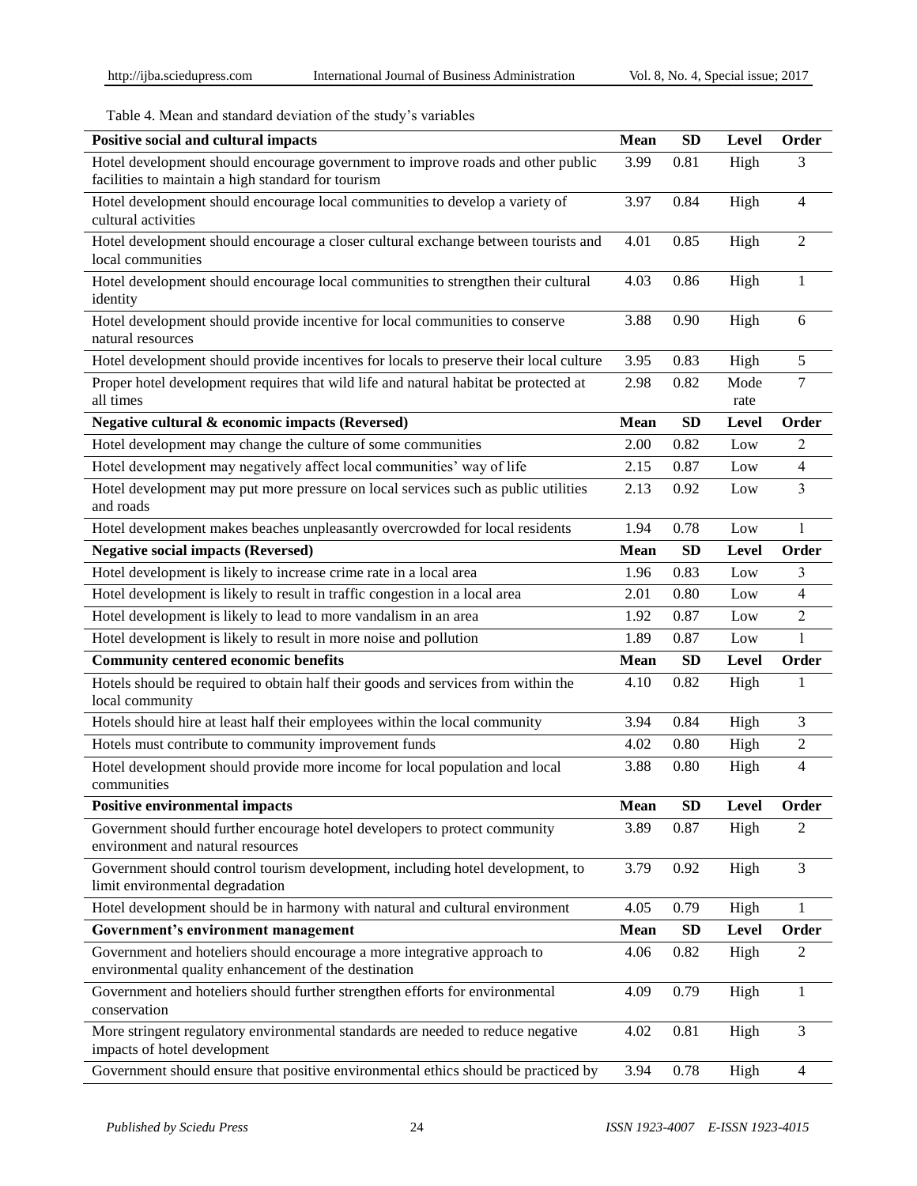Table 4. Mean and standard deviation of the study's variables

| Positive social and cultural impacts | Mean | SD | Level | Order |
|---|---|---|---|---|
| Hotel development should encourage government to improve roads and other public facilities to maintain a high standard for tourism | 3.99 | 0.81 | High | 3 |
| Hotel development should encourage local communities to develop a variety of cultural activities | 3.97 | 0.84 | High | 4 |
| Hotel development should encourage a closer cultural exchange between tourists and local communities | 4.01 | 0.85 | High | 2 |
| Hotel development should encourage local communities to strengthen their cultural identity | 4.03 | 0.86 | High | 1 |
| Hotel development should provide incentive for local communities to conserve natural resources | 3.88 | 0.90 | High | 6 |
| Hotel development should provide incentives for locals to preserve their local culture | 3.95 | 0.83 | High | 5 |
| Proper hotel development requires that wild life and natural habitat be protected at all times | 2.98 | 0.82 | Moderate | 7 |
| **Negative cultural & economic impacts (Reversed)** | **Mean** | **SD** | **Level** | **Order** |
| Hotel development may change the culture of some communities | 2.00 | 0.82 | Low | 2 |
| Hotel development may negatively affect local communities' way of life | 2.15 | 0.87 | Low | 4 |
| Hotel development may put more pressure on local services such as public utilities and roads | 2.13 | 0.92 | Low | 3 |
| Hotel development makes beaches unpleasantly overcrowded for local residents | 1.94 | 0.78 | Low | 1 |
| **Negative social impacts (Reversed)** | **Mean** | **SD** | **Level** | **Order** |
| Hotel development is likely to increase crime rate in a local area | 1.96 | 0.83 | Low | 3 |
| Hotel development is likely to result in traffic congestion in a local area | 2.01 | 0.80 | Low | 4 |
| Hotel development is likely to lead to more vandalism in an area | 1.92 | 0.87 | Low | 2 |
| Hotel development is likely to result in more noise and pollution | 1.89 | 0.87 | Low | 1 |
| **Community centered economic benefits** | **Mean** | **SD** | **Level** | **Order** |
| Hotels should be required to obtain half their goods and services from within the local community | 4.10 | 0.82 | High | 1 |
| Hotels should hire at least half their employees within the local community | 3.94 | 0.84 | High | 3 |
| Hotels must contribute to community improvement funds | 4.02 | 0.80 | High | 2 |
| Hotel development should provide more income for local population and local communities | 3.88 | 0.80 | High | 4 |
| **Positive environmental impacts** | **Mean** | **SD** | **Level** | **Order** |
| Government should further encourage hotel developers to protect community environment and natural resources | 3.89 | 0.87 | High | 2 |
| Government should control tourism development, including hotel development, to limit environmental degradation | 3.79 | 0.92 | High | 3 |
| Hotel development should be in harmony with natural and cultural environment | 4.05 | 0.79 | High | 1 |
| **Government's environment management** | **Mean** | **SD** | **Level** | **Order** |
| Government and hoteliers should encourage a more integrative approach to environmental quality enhancement of the destination | 4.06 | 0.82 | High | 2 |
| Government and hoteliers should further strengthen efforts for environmental conservation | 4.09 | 0.79 | High | 1 |
| More stringent regulatory environmental standards are needed to reduce negative impacts of hotel development | 4.02 | 0.81 | High | 3 |
| Government should ensure that positive environmental ethics should be practiced by | 3.94 | 0.78 | High | 4 |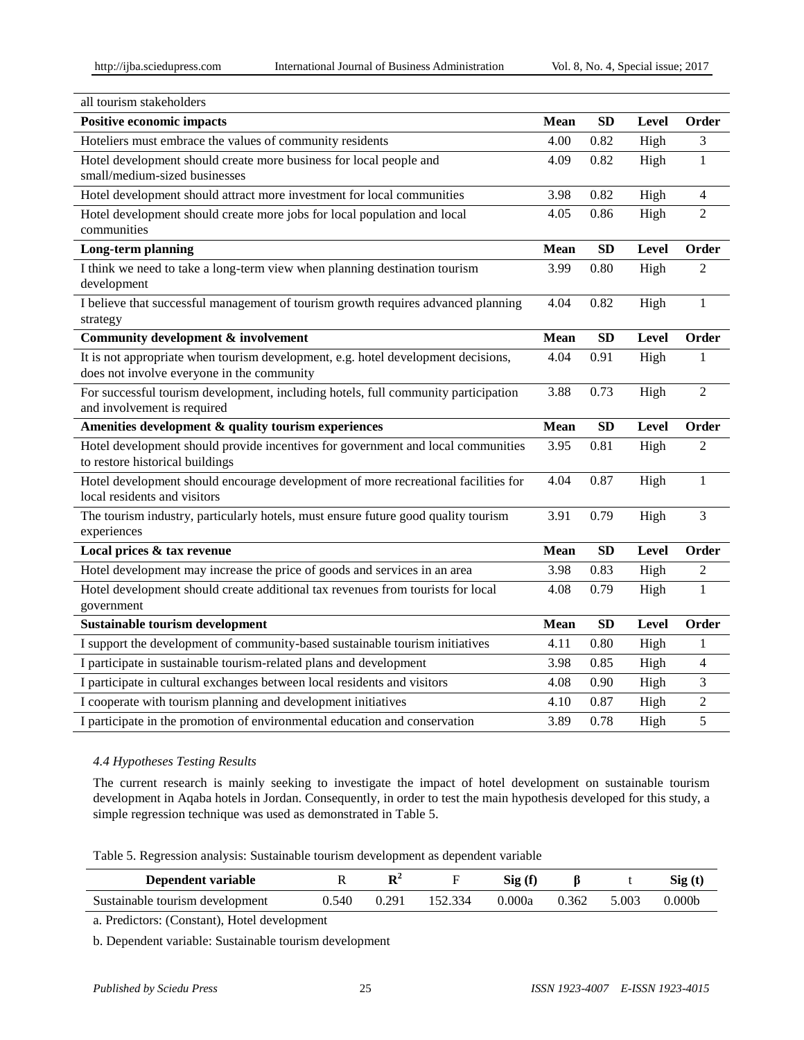| all tourism stakeholders | | | | |
|---|---|---|---|---|
| **Positive economic impacts** | **Mean** | **SD** | **Level** | **Order** |
| Hoteliers must embrace the values of community residents | 4.00 | 0.82 | High | 3 |
| Hotel development should create more business for local people and small/medium-sized businesses | 4.09 | 0.82 | High | 1 |
| Hotel development should attract more investment for local communities | 3.98 | 0.82 | High | 4 |
| Hotel development should create more jobs for local population and local communities | 4.05 | 0.86 | High | 2 |
| **Long-term planning** | **Mean** | **SD** | **Level** | **Order** |
| I think we need to take a long-term view when planning destination tourism development | 3.99 | 0.80 | High | 2 |
| I believe that successful management of tourism growth requires advanced planning strategy | 4.04 | 0.82 | High | 1 |
| **Community development & involvement** | **Mean** | **SD** | **Level** | **Order** |
| It is not appropriate when tourism development, e.g. hotel development decisions, does not involve everyone in the community | 4.04 | 0.91 | High | 1 |
| For successful tourism development, including hotels, full community participation and involvement is required | 3.88 | 0.73 | High | 2 |
| **Amenities development & quality tourism experiences** | **Mean** | **SD** | **Level** | **Order** |
| Hotel development should provide incentives for government and local communities to restore historical buildings | 3.95 | 0.81 | High | 2 |
| Hotel development should encourage development of more recreational facilities for local residents and visitors | 4.04 | 0.87 | High | 1 |
| The tourism industry, particularly hotels, must ensure future good quality tourism experiences | 3.91 | 0.79 | High | 3 |
| **Local prices & tax revenue** | **Mean** | **SD** | **Level** | **Order** |
| Hotel development may increase the price of goods and services in an area | 3.98 | 0.83 | High | 2 |
| Hotel development should create additional tax revenues from tourists for local government | 4.08 | 0.79 | High | 1 |
| **Sustainable tourism development** | **Mean** | **SD** | **Level** | **Order** |
| I support the development of community-based sustainable tourism initiatives | 4.11 | 0.80 | High | 1 |
| I participate in sustainable tourism-related plans and development | 3.98 | 0.85 | High | 4 |
| I participate in cultural exchanges between local residents and visitors | 4.08 | 0.90 | High | 3 |
| I cooperate with tourism planning and development initiatives | 4.10 | 0.87 | High | 2 |
| I participate in the promotion of environmental education and conservation | 3.89 | 0.78 | High | 5 |

### *4.4 Hypotheses Testing Results*

The current research is mainly seeking to investigate the impact of hotel development on sustainable tourism development in Aqaba hotels in Jordan. Consequently, in order to test the main hypothesis developed for this study, a simple regression technique was used as demonstrated in Table 5.

Table 5. Regression analysis: Sustainable tourism development as dependent variable

| **Dependent variable** | R | $R^2$ | F | **Sig (f)** | **β** | t | **Sig (t)** |
|---|---|---|---|---|---|---|---|
| Sustainable tourism development | 0.540 | 0.291 | 152.334 | 0.000a | 0.362 | 5.003 | 0.000b |

a. Predictors: (Constant), Hotel development

b. Dependent variable: Sustainable tourism development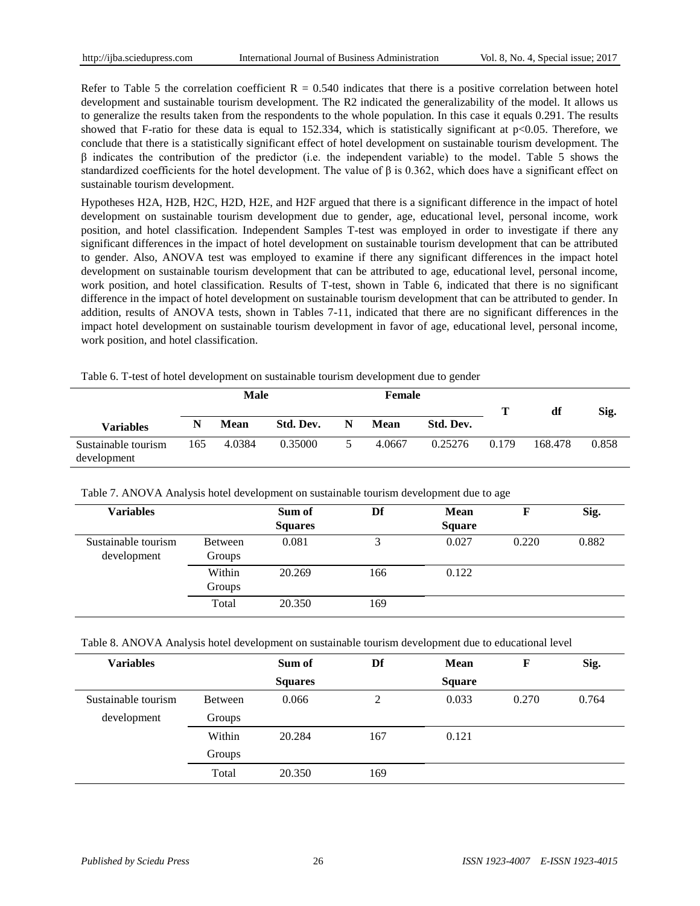Refer to Table 5 the correlation coefficient R = 0.540 indicates that there is a positive correlation between hotel development and sustainable tourism development. The R2 indicated the generalizability of the model. It allows us to generalize the results taken from the respondents to the whole population. In this case it equals 0.291. The results showed that F-ratio for these data is equal to 152.334, which is statistically significant at $p<0.05$. Therefore, we conclude that there is a statistically significant effect of hotel development on sustainable tourism development. The β indicates the contribution of the predictor (i.e. the independent variable) to the model. Table 5 shows the standardized coefficients for the hotel development. The value of β is 0.362, which does have a significant effect on sustainable tourism development.

Hypotheses H2A, H2B, H2C, H2D, H2E, and H2F argued that there is a significant difference in the impact of hotel development on sustainable tourism development due to gender, age, educational level, personal income, work position, and hotel classification. Independent Samples T-test was employed in order to investigate if there any significant differences in the impact of hotel development on sustainable tourism development that can be attributed to gender. Also, ANOVA test was employed to examine if there any significant differences in the impact hotel development on sustainable tourism development that can be attributed to age, educational level, personal income, work position, and hotel classification. Results of T-test, shown in Table 6, indicated that there is no significant difference in the impact of hotel development on sustainable tourism development that can be attributed to gender. In addition, results of ANOVA tests, shown in Tables 7-11, indicated that there are no significant differences in the impact hotel development on sustainable tourism development in favor of age, educational level, personal income, work position, and hotel classification.

Table 6. T-test of hotel development on sustainable tourism development due to gender

| | Male | | | Female | | | T | df | Sig. |
|---|---|---|---|---|---|---|---|---|---|
| **Variables** | **N** | **Mean** | **Std. Dev.** | **N** | **Mean** | **Std. Dev.** | | | |
| Sustainable tourism development | 165 | 4.0384 | 0.35000 | 5 | 4.0667 | 0.25276 | 0.179 | 168.478 | 0.858 |

Table 7. ANOVA Analysis hotel development on sustainable tourism development due to age

| Variables | | Sum of Squares | Df | Mean Square | F | Sig. |
|---|---|---|---|---|---|---|
| Sustainable tourism development | Between Groups | 0.081 | 3 | 0.027 | 0.220 | 0.882 |
| | Within Groups | 20.269 | 166 | 0.122 | | |
| | Total | 20.350 | 169 | | | |

Table 8. ANOVA Analysis hotel development on sustainable tourism development due to educational level

| Variables | | Sum of Squares | Df | Mean Square | F | Sig. |
|---|---|---|---|---|---|---|
| Sustainable tourism development | Between Groups | 0.066 | 2 | 0.033 | 0.270 | 0.764 |
| | Within Groups | 20.284 | 167 | 0.121 | | |
| | Total | 20.350 | 169 | | | |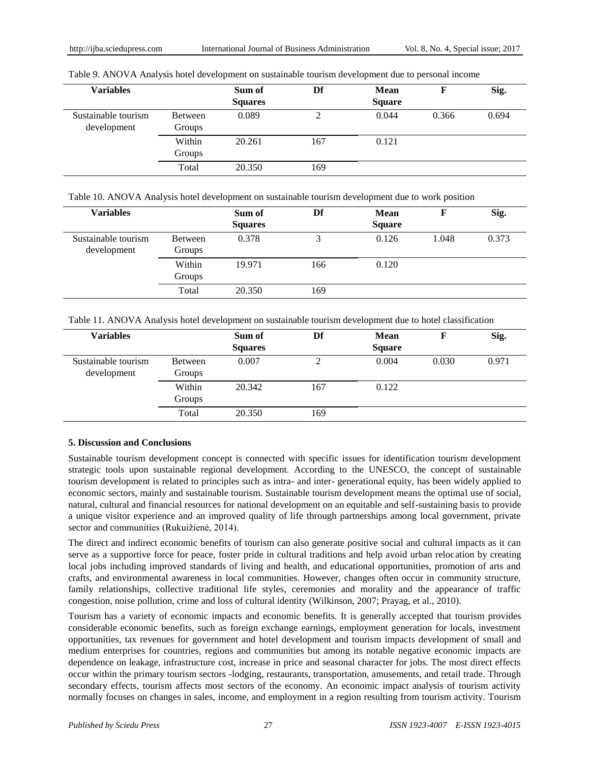Table 9. ANOVA Analysis hotel development on sustainable tourism development due to personal income

| Variables | | Sum of Squares | Df | Mean Square | F | Sig. |
|---|---|---|---|---|---|---|
| Sustainable tourism development | Between Groups | 0.089 | 2 | 0.044 | 0.366 | 0.694 |
| | Within Groups | 20.261 | 167 | 0.121 | | |
| | Total | 20.350 | 169 | | | |

Table 10. ANOVA Analysis hotel development on sustainable tourism development due to work position

| Variables | | Sum of Squares | Df | Mean Square | F | Sig. |
|---|---|---|---|---|---|---|
| Sustainable tourism development | Between Groups | 0.378 | 3 | 0.126 | 1.048 | 0.373 |
| | Within Groups | 19.971 | 166 | 0.120 | | |
| | Total | 20.350 | 169 | | | |

Table 11. ANOVA Analysis hotel development on sustainable tourism development due to hotel classification

| Variables | | Sum of Squares | Df | Mean Square | F | Sig. |
|---|---|---|---|---|---|---|
| Sustainable tourism development | Between Groups | 0.007 | 2 | 0.004 | 0.030 | 0.971 |
| | Within Groups | 20.342 | 167 | 0.122 | | |
| | Total | 20.350 | 169 | | | |

## 5. Discussion and Conclusions

Sustainable tourism development concept is connected with specific issues for identification tourism development strategic tools upon sustainable regional development. According to the UNESCO, the concept of sustainable tourism development is related to principles such as intra- and inter- generational equity, has been widely applied to economic sectors, mainly and sustainable tourism. Sustainable tourism development means the optimal use of social, natural, cultural and financial resources for national development on an equitable and self-sustaining basis to provide a unique visitor experience and an improved quality of life through partnerships among local government, private sector and communities (Rukuižienė, 2014).

The direct and indirect economic benefits of tourism can also generate positive social and cultural impacts as it can serve as a supportive force for peace, foster pride in cultural traditions and help avoid urban relocation by creating local jobs including improved standards of living and health, and educational opportunities, promotion of arts and crafts, and environmental awareness in local communities. However, changes often occur in community structure, family relationships, collective traditional life styles, ceremonies and morality and the appearance of traffic congestion, noise pollution, crime and loss of cultural identity (Wilkinson, 2007; Prayag, et al., 2010).

Tourism has a variety of economic impacts and economic benefits. It is generally accepted that tourism provides considerable economic benefits, such as foreign exchange earnings, employment generation for locals, investment opportunities, tax revenues for government and hotel development and tourism impacts development of small and medium enterprises for countries, regions and communities but among its notable negative economic impacts are dependence on leakage, infrastructure cost, increase in price and seasonal character for jobs. The most direct effects occur within the primary tourism sectors -lodging, restaurants, transportation, amusements, and retail trade. Through secondary effects, tourism affects most sectors of the economy. An economic impact analysis of tourism activity normally focuses on changes in sales, income, and employment in a region resulting from tourism activity. Tourism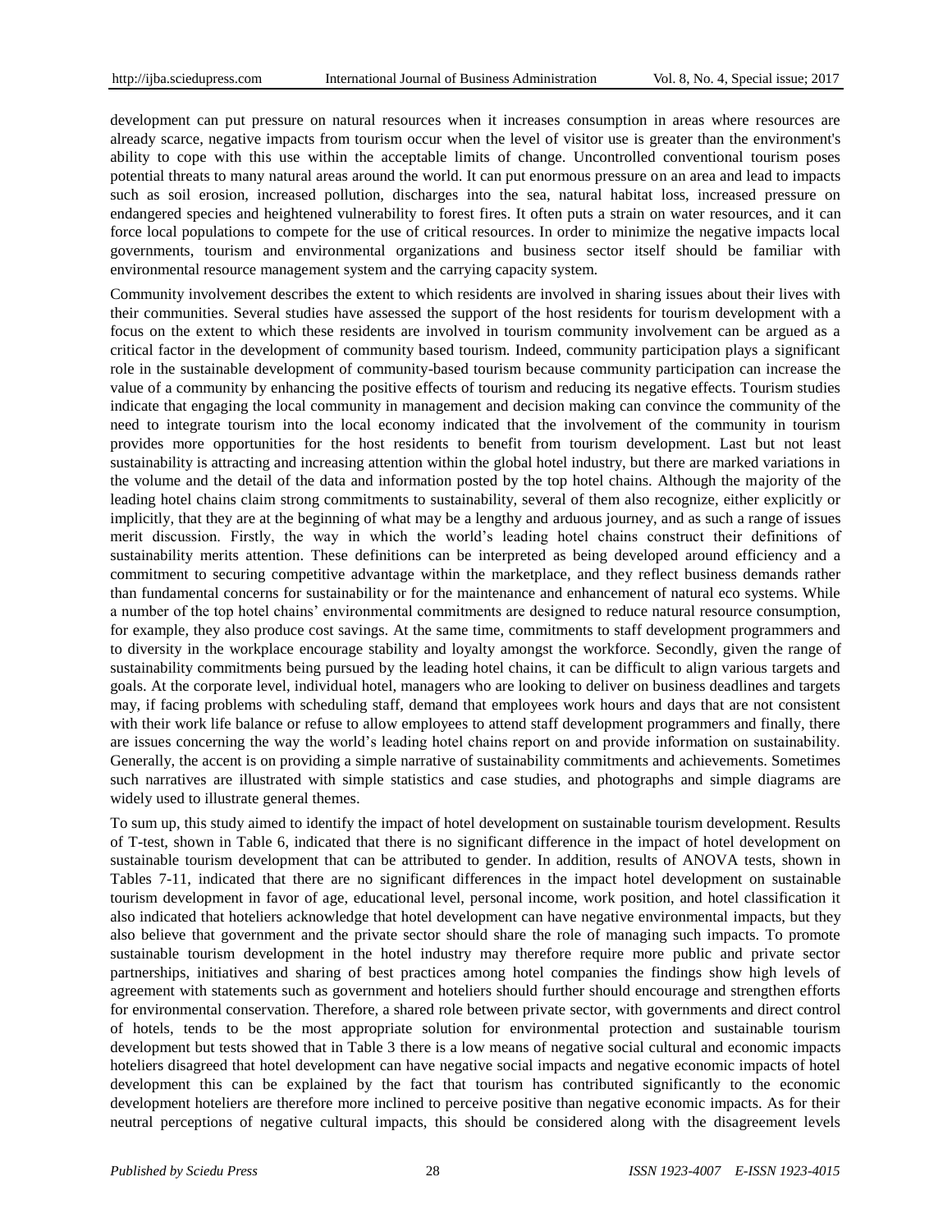development can put pressure on natural resources when it increases consumption in areas where resources are already scarce, negative impacts from tourism occur when the level of visitor use is greater than the environment's ability to cope with this use within the acceptable limits of change. Uncontrolled conventional tourism poses potential threats to many natural areas around the world. It can put enormous pressure on an area and lead to impacts such as soil erosion, increased pollution, discharges into the sea, natural habitat loss, increased pressure on endangered species and heightened vulnerability to forest fires. It often puts a strain on water resources, and it can force local populations to compete for the use of critical resources. In order to minimize the negative impacts local governments, tourism and environmental organizations and business sector itself should be familiar with environmental resource management system and the carrying capacity system.

Community involvement describes the extent to which residents are involved in sharing issues about their lives with their communities. Several studies have assessed the support of the host residents for tourism development with a focus on the extent to which these residents are involved in tourism community involvement can be argued as a critical factor in the development of community based tourism. Indeed, community participation plays a significant role in the sustainable development of community-based tourism because community participation can increase the value of a community by enhancing the positive effects of tourism and reducing its negative effects. Tourism studies indicate that engaging the local community in management and decision making can convince the community of the need to integrate tourism into the local economy indicated that the involvement of the community in tourism provides more opportunities for the host residents to benefit from tourism development. Last but not least sustainability is attracting and increasing attention within the global hotel industry, but there are marked variations in the volume and the detail of the data and information posted by the top hotel chains. Although the majority of the leading hotel chains claim strong commitments to sustainability, several of them also recognize, either explicitly or implicitly, that they are at the beginning of what may be a lengthy and arduous journey, and as such a range of issues merit discussion. Firstly, the way in which the world's leading hotel chains construct their definitions of sustainability merits attention. These definitions can be interpreted as being developed around efficiency and a commitment to securing competitive advantage within the marketplace, and they reflect business demands rather than fundamental concerns for sustainability or for the maintenance and enhancement of natural eco systems. While a number of the top hotel chains' environmental commitments are designed to reduce natural resource consumption, for example, they also produce cost savings. At the same time, commitments to staff development programmers and to diversity in the workplace encourage stability and loyalty amongst the workforce. Secondly, given the range of sustainability commitments being pursued by the leading hotel chains, it can be difficult to align various targets and goals. At the corporate level, individual hotel, managers who are looking to deliver on business deadlines and targets may, if facing problems with scheduling staff, demand that employees work hours and days that are not consistent with their work life balance or refuse to allow employees to attend staff development programmers and finally, there are issues concerning the way the world's leading hotel chains report on and provide information on sustainability. Generally, the accent is on providing a simple narrative of sustainability commitments and achievements. Sometimes such narratives are illustrated with simple statistics and case studies, and photographs and simple diagrams are widely used to illustrate general themes.

To sum up, this study aimed to identify the impact of hotel development on sustainable tourism development. Results of T-test, shown in Table 6, indicated that there is no significant difference in the impact of hotel development on sustainable tourism development that can be attributed to gender. In addition, results of ANOVA tests, shown in Tables 7-11, indicated that there are no significant differences in the impact hotel development on sustainable tourism development in favor of age, educational level, personal income, work position, and hotel classification it also indicated that hoteliers acknowledge that hotel development can have negative environmental impacts, but they also believe that government and the private sector should share the role of managing such impacts. To promote sustainable tourism development in the hotel industry may therefore require more public and private sector partnerships, initiatives and sharing of best practices among hotel companies the findings show high levels of agreement with statements such as government and hoteliers should further should encourage and strengthen efforts for environmental conservation. Therefore, a shared role between private sector, with governments and direct control of hotels, tends to be the most appropriate solution for environmental protection and sustainable tourism development but tests showed that in Table 3 there is a low means of negative social cultural and economic impacts hoteliers disagreed that hotel development can have negative social impacts and negative economic impacts of hotel development this can be explained by the fact that tourism has contributed significantly to the economic development hoteliers are therefore more inclined to perceive positive than negative economic impacts. As for their neutral perceptions of negative cultural impacts, this should be considered along with the disagreement levels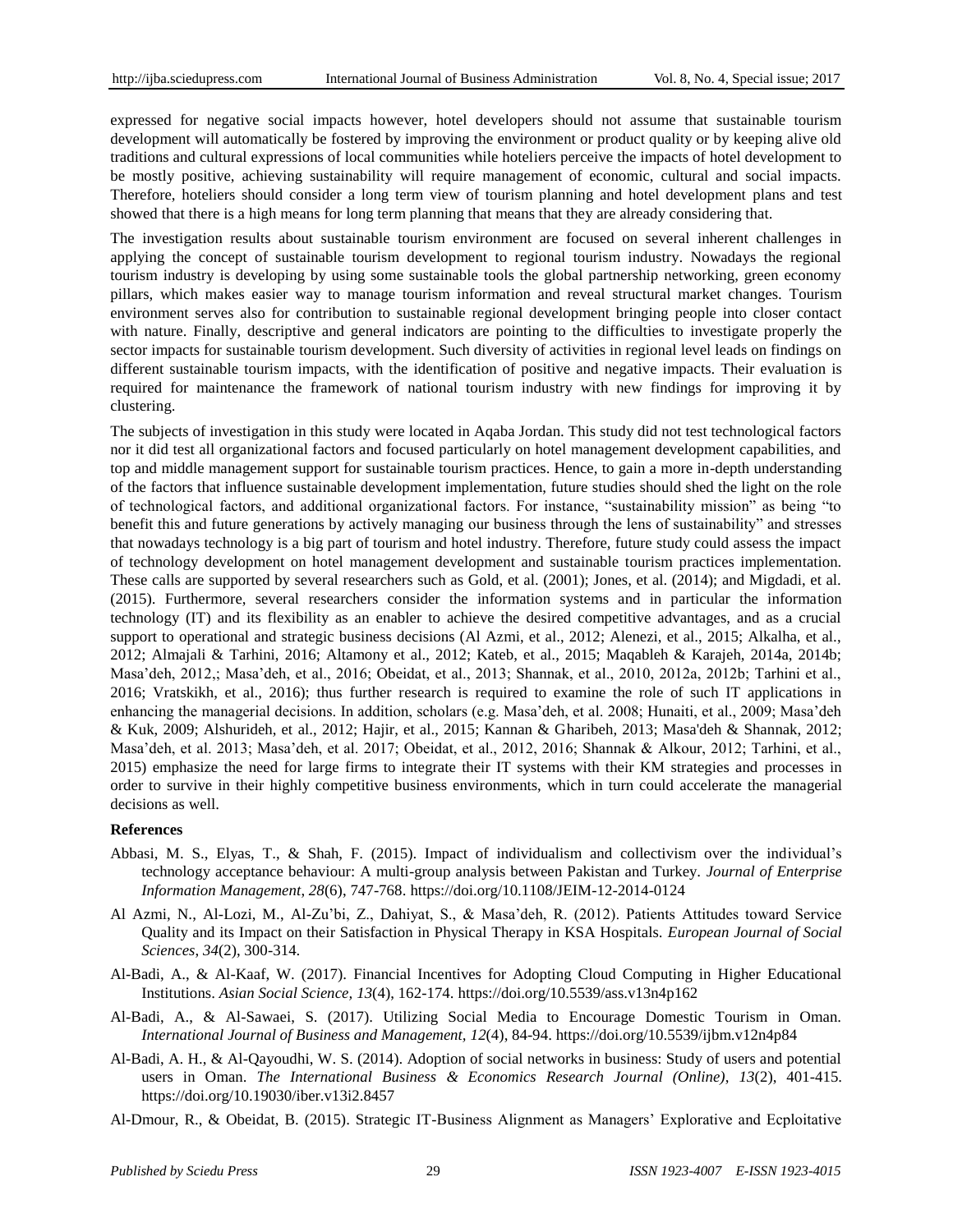expressed for negative social impacts however, hotel developers should not assume that sustainable tourism development will automatically be fostered by improving the environment or product quality or by keeping alive old traditions and cultural expressions of local communities while hoteliers perceive the impacts of hotel development to be mostly positive, achieving sustainability will require management of economic, cultural and social impacts. Therefore, hoteliers should consider a long term view of tourism planning and hotel development plans and test showed that there is a high means for long term planning that means that they are already considering that.

The investigation results about sustainable tourism environment are focused on several inherent challenges in applying the concept of sustainable tourism development to regional tourism industry. Nowadays the regional tourism industry is developing by using some sustainable tools the global partnership networking, green economy pillars, which makes easier way to manage tourism information and reveal structural market changes. Tourism environment serves also for contribution to sustainable regional development bringing people into closer contact with nature. Finally, descriptive and general indicators are pointing to the difficulties to investigate properly the sector impacts for sustainable tourism development. Such diversity of activities in regional level leads on findings on different sustainable tourism impacts, with the identification of positive and negative impacts. Their evaluation is required for maintenance the framework of national tourism industry with new findings for improving it by clustering.

The subjects of investigation in this study were located in Aqaba Jordan. This study did not test technological factors nor it did test all organizational factors and focused particularly on hotel management development capabilities, and top and middle management support for sustainable tourism practices. Hence, to gain a more in-depth understanding of the factors that influence sustainable development implementation, future studies should shed the light on the role of technological factors, and additional organizational factors. For instance, "sustainability mission" as being "to benefit this and future generations by actively managing our business through the lens of sustainability" and stresses that nowadays technology is a big part of tourism and hotel industry. Therefore, future study could assess the impact of technology development on hotel management development and sustainable tourism practices implementation. These calls are supported by several researchers such as Gold, et al. (2001); Jones, et al. (2014); and Migdadi, et al. (2015). Furthermore, several researchers consider the information systems and in particular the information technology (IT) and its flexibility as an enabler to achieve the desired competitive advantages, and as a crucial support to operational and strategic business decisions (Al Azmi, et al., 2012; Alenezi, et al., 2015; Alkalha, et al., 2012; Almajali & Tarhini, 2016; Altamony et al., 2012; Kateb, et al., 2015; Maqableh & Karajeh, 2014a, 2014b; Masa'deh, 2012,; Masa'deh, et al., 2016; Obeidat, et al., 2013; Shannak, et al., 2010, 2012a, 2012b; Tarhini et al., 2016; Vratskikh, et al., 2016); thus further research is required to examine the role of such IT applications in enhancing the managerial decisions. In addition, scholars (e.g. Masa'deh, et al. 2008; Hunaiti, et al., 2009; Masa'deh & Kuk, 2009; Alshurideh, et al., 2012; Hajir, et al., 2015; Kannan & Gharibeh, 2013; Masa'deh & Shannak, 2012; Masa'deh, et al. 2013; Masa'deh, et al. 2017; Obeidat, et al., 2012, 2016; Shannak & Alkour, 2012; Tarhini, et al., 2015) emphasize the need for large firms to integrate their IT systems with their KM strategies and processes in order to survive in their highly competitive business environments, which in turn could accelerate the managerial decisions as well.

## References

Abbasi, M. S., Elyas, T., & Shah, F. (2015). Impact of individualism and collectivism over the individual's technology acceptance behaviour: A multi-group analysis between Pakistan and Turkey. *Journal of Enterprise Information Management, 28*(6), 747-768. https://doi.org/10.1108/JEIM-12-2014-0124

Al Azmi, N., Al-Lozi, M., Al-Zu'bi, Z., Dahiyat, S., & Masa'deh, R. (2012). Patients Attitudes toward Service Quality and its Impact on their Satisfaction in Physical Therapy in KSA Hospitals. *European Journal of Social Sciences, 34*(2), 300-314.

Al-Badi, A., & Al-Kaaf, W. (2017). Financial Incentives for Adopting Cloud Computing in Higher Educational Institutions. *Asian Social Science, 13*(4), 162-174. https://doi.org/10.5539/ass.v13n4p162

Al-Badi, A., & Al-Sawaei, S. (2017). Utilizing Social Media to Encourage Domestic Tourism in Oman. *International Journal of Business and Management, 12*(4), 84-94. https://doi.org/10.5539/ijbm.v12n4p84

Al-Badi, A. H., & Al-Qayoudhi, W. S. (2014). Adoption of social networks in business: Study of users and potential users in Oman. *The International Business & Economics Research Journal (Online), 13*(2), 401-415. https://doi.org/10.19030/iber.v13i2.8457

Al-Dmour, R., & Obeidat, B. (2015). Strategic IT-Business Alignment as Managers' Explorative and Ecploitative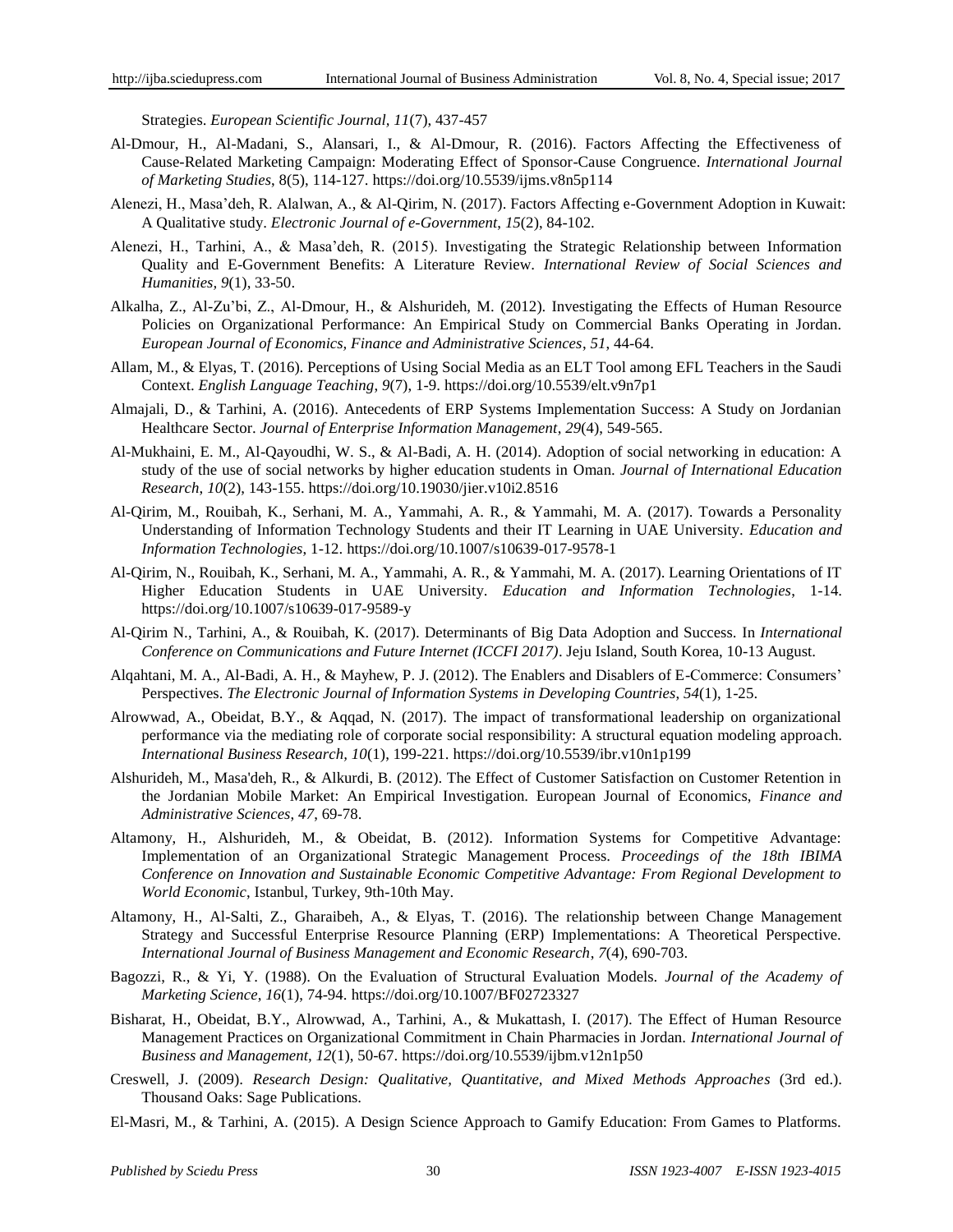Strategies. *European Scientific Journal, 11*(7), 437-457

Al-Dmour, H., Al-Madani, S., Alansari, I., & Al-Dmour, R. (2016). Factors Affecting the Effectiveness of Cause-Related Marketing Campaign: Moderating Effect of Sponsor-Cause Congruence. *International Journal of Marketing Studies*, 8(5), 114-127. https://doi.org/10.5539/ijms.v8n5p114

Alenezi, H., Masa'deh, R. Alalwan, A., & Al-Qirim, N. (2017). Factors Affecting e-Government Adoption in Kuwait: A Qualitative study. *Electronic Journal of e-Government*, *15*(2), 84-102.

Alenezi, H., Tarhini, A., & Masa'deh, R. (2015). Investigating the Strategic Relationship between Information Quality and E-Government Benefits: A Literature Review. *International Review of Social Sciences and Humanities, 9*(1), 33-50.

Alkalha, Z., Al-Zu'bi, Z., Al-Dmour, H., & Alshurideh, M. (2012). Investigating the Effects of Human Resource Policies on Organizational Performance: An Empirical Study on Commercial Banks Operating in Jordan. *European Journal of Economics, Finance and Administrative Sciences*, *51*, 44-64.

Allam, M., & Elyas, T. (2016). Perceptions of Using Social Media as an ELT Tool among EFL Teachers in the Saudi Context. *English Language Teaching*, *9*(7), 1-9. https://doi.org/10.5539/elt.v9n7p1

Almajali, D., & Tarhini, A. (2016). Antecedents of ERP Systems Implementation Success: A Study on Jordanian Healthcare Sector. *Journal of Enterprise Information Management*, *29*(4), 549-565.

Al-Mukhaini, E. M., Al-Qayoudhi, W. S., & Al-Badi, A. H. (2014). Adoption of social networking in education: A study of the use of social networks by higher education students in Oman. *Journal of International Education Research, 10*(2), 143-155. https://doi.org/10.19030/jier.v10i2.8516

Al-Qirim, M., Rouibah, K., Serhani, M. A., Yammahi, A. R., & Yammahi, M. A. (2017). Towards a Personality Understanding of Information Technology Students and their IT Learning in UAE University. *Education and Information Technologies*, 1-12. https://doi.org/10.1007/s10639-017-9578-1

Al-Qirim, N., Rouibah, K., Serhani, M. A., Yammahi, A. R., & Yammahi, M. A. (2017). Learning Orientations of IT Higher Education Students in UAE University. *Education and Information Technologies*, 1-14. https://doi.org/10.1007/s10639-017-9589-y

Al-Qirim N., Tarhini, A., & Rouibah, K. (2017). Determinants of Big Data Adoption and Success. In *International Conference on Communications and Future Internet (ICCFI 2017)*. Jeju Island, South Korea, 10-13 August.

Alqahtani, M. A., Al-Badi, A. H., & Mayhew, P. J. (2012). The Enablers and Disablers of E-Commerce: Consumers' Perspectives. *The Electronic Journal of Information Systems in Developing Countries*, *54*(1), 1-25.

Alrowwad, A., Obeidat, B.Y., & Aqqad, N. (2017). The impact of transformational leadership on organizational performance via the mediating role of corporate social responsibility: A structural equation modeling approach. *International Business Research, 10*(1), 199-221. https://doi.org/10.5539/ibr.v10n1p199

Alshurideh, M., Masa'deh, R., & Alkurdi, B. (2012). The Effect of Customer Satisfaction on Customer Retention in the Jordanian Mobile Market: An Empirical Investigation. European Journal of Economics, *Finance and Administrative Sciences*, *47*, 69-78.

Altamony, H., Alshurideh, M., & Obeidat, B. (2012). Information Systems for Competitive Advantage: Implementation of an Organizational Strategic Management Process. *Proceedings of the 18th IBIMA Conference on Innovation and Sustainable Economic Competitive Advantage: From Regional Development to World Economic*, Istanbul, Turkey, 9th-10th May.

Altamony, H., Al-Salti, Z., Gharaibeh, A., & Elyas, T. (2016). The relationship between Change Management Strategy and Successful Enterprise Resource Planning (ERP) Implementations: A Theoretical Perspective. *International Journal of Business Management and Economic Research*, *7*(4), 690-703.

Bagozzi, R., & Yi, Y. (1988). On the Evaluation of Structural Evaluation Models. *Journal of the Academy of Marketing Science*, *16*(1), 74-94. https://doi.org/10.1007/BF02723327

Bisharat, H., Obeidat, B.Y., Alrowwad, A., Tarhini, A., & Mukattash, I. (2017). The Effect of Human Resource Management Practices on Organizational Commitment in Chain Pharmacies in Jordan. *International Journal of Business and Management*, *12*(1), 50-67. https://doi.org/10.5539/ijbm.v12n1p50

Creswell, J. (2009). *Research Design: Qualitative, Quantitative, and Mixed Methods Approaches* (3rd ed.). Thousand Oaks: Sage Publications.

El-Masri, M., & Tarhini, A. (2015). A Design Science Approach to Gamify Education: From Games to Platforms.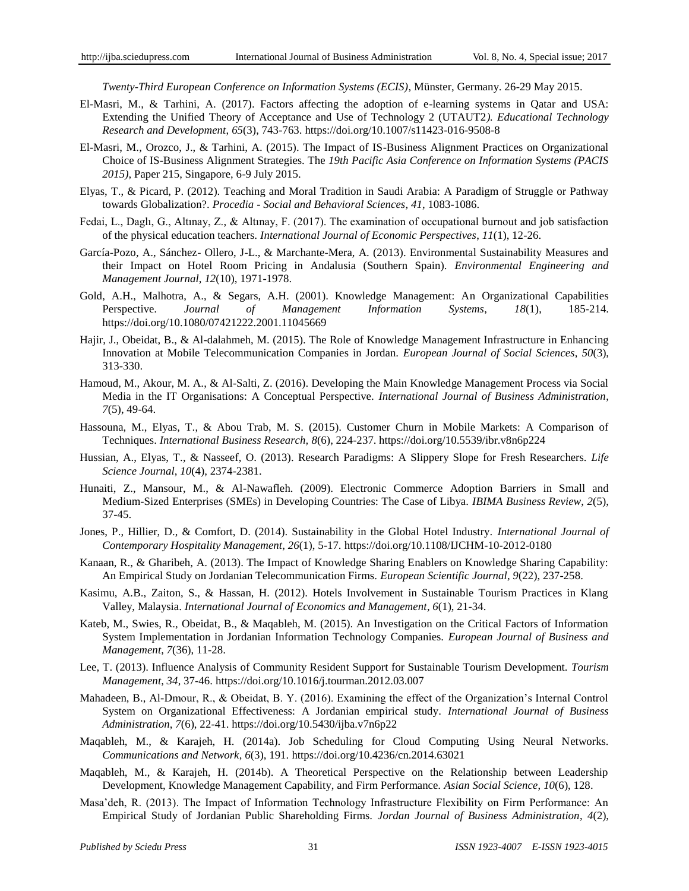*Twenty-Third European Conference on Information Systems (ECIS)*, Münster, Germany. 26-29 May 2015.

El-Masri, M., & Tarhini, A. (2017). Factors affecting the adoption of e-learning systems in Qatar and USA: Extending the Unified Theory of Acceptance and Use of Technology 2 (UTAUT2*). Educational Technology Research and Development*, *65*(3), 743-763. https://doi.org/10.1007/s11423-016-9508-8

El-Masri, M., Orozco, J., & Tarhini, A. (2015). The Impact of IS-Business Alignment Practices on Organizational Choice of IS-Business Alignment Strategies. The *19th Pacific Asia Conference on Information Systems (PACIS 2015)*, Paper 215, Singapore, 6-9 July 2015.

Elyas, T., & Picard, P. (2012). Teaching and Moral Tradition in Saudi Arabia: A Paradigm of Struggle or Pathway towards Globalization?. *Procedia - Social and Behavioral Sciences*, *41*, 1083-1086.

Fedai, L., Daglı, G., Altınay, Z., & Altınay, F. (2017). The examination of occupational burnout and job satisfaction of the physical education teachers. *International Journal of Economic Perspectives*, *11*(1), 12-26.

García-Pozo, A., Sánchez- Ollero, J-L., & Marchante-Mera, A. (2013). Environmental Sustainability Measures and their Impact on Hotel Room Pricing in Andalusia (Southern Spain). *Environmental Engineering and Management Journal*, *12*(10), 1971-1978.

Gold, A.H., Malhotra, A., & Segars, A.H. (2001). Knowledge Management: An Organizational Capabilities Perspective. *Journal of Management Information Systems*, *18*(1), 185-214. https://doi.org/10.1080/07421222.2001.11045669

Hajir, J., Obeidat, B., & Al-dalahmeh, M. (2015). The Role of Knowledge Management Infrastructure in Enhancing Innovation at Mobile Telecommunication Companies in Jordan. *European Journal of Social Sciences*, *50*(3), 313-330.

Hamoud, M., Akour, M. A., & Al-Salti, Z. (2016). Developing the Main Knowledge Management Process via Social Media in the IT Organisations: A Conceptual Perspective. *International Journal of Business Administration*, *7*(5), 49-64.

Hassouna, M., Elyas, T., & Abou Trab, M. S. (2015). Customer Churn in Mobile Markets: A Comparison of Techniques. *International Business Research, 8*(6), 224-237. https://doi.org/10.5539/ibr.v8n6p224

Hussian, A., Elyas, T., & Nasseef, O. (2013). Research Paradigms: A Slippery Slope for Fresh Researchers. *Life Science Journal*, *10*(4), 2374-2381.

Hunaiti, Z., Mansour, M., & Al-Nawafleh. (2009). Electronic Commerce Adoption Barriers in Small and Medium-Sized Enterprises (SMEs) in Developing Countries: The Case of Libya. *IBIMA Business Review*, *2*(5), 37-45.

Jones, P., Hillier, D., & Comfort, D. (2014). Sustainability in the Global Hotel Industry. *International Journal of Contemporary Hospitality Management*, *26*(1), 5-17. https://doi.org/10.1108/IJCHM-10-2012-0180

Kanaan, R., & Gharibeh, A. (2013). The Impact of Knowledge Sharing Enablers on Knowledge Sharing Capability: An Empirical Study on Jordanian Telecommunication Firms. *European Scientific Journal*, *9*(22), 237-258.

Kasimu, A.B., Zaiton, S., & Hassan, H. (2012). Hotels Involvement in Sustainable Tourism Practices in Klang Valley, Malaysia. *International Journal of Economics and Management*, *6*(1), 21-34.

Kateb, M., Swies, R., Obeidat, B., & Maqableh, M. (2015). An Investigation on the Critical Factors of Information System Implementation in Jordanian Information Technology Companies. *European Journal of Business and Management*, *7*(36), 11-28.

Lee, T. (2013). Influence Analysis of Community Resident Support for Sustainable Tourism Development. *Tourism Management*, *34*, 37-46. https://doi.org/10.1016/j.tourman.2012.03.007

Mahadeen, B., Al-Dmour, R., & Obeidat, B. Y. (2016). Examining the effect of the Organization's Internal Control System on Organizational Effectiveness: A Jordanian empirical study. *International Journal of Business Administration*, *7*(6), 22-41. https://doi.org/10.5430/ijba.v7n6p22

Maqableh, M., & Karajeh, H. (2014a). Job Scheduling for Cloud Computing Using Neural Networks. *Communications and Network*, *6*(3), 191. https://doi.org/10.4236/cn.2014.63021

Maqableh, M., & Karajeh, H. (2014b). A Theoretical Perspective on the Relationship between Leadership Development, Knowledge Management Capability, and Firm Performance. *Asian Social Science*, *10*(6), 128.

Masa'deh, R. (2013). The Impact of Information Technology Infrastructure Flexibility on Firm Performance: An Empirical Study of Jordanian Public Shareholding Firms. *Jordan Journal of Business Administration*, *4*(2),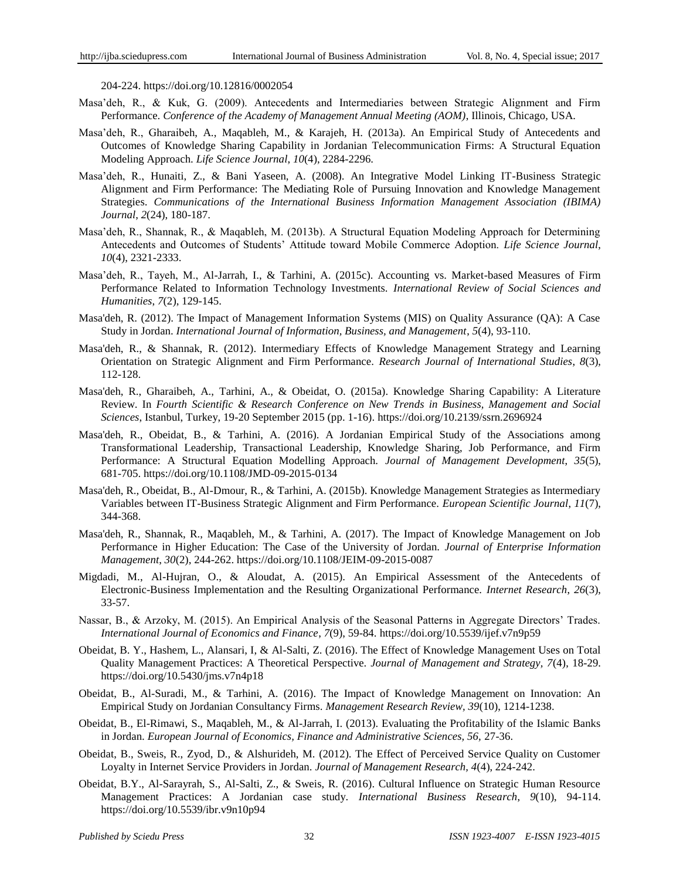204-224. https://doi.org/10.12816/0002054

Masa'deh, R., & Kuk, G. (2009). Antecedents and Intermediaries between Strategic Alignment and Firm Performance. *Conference of the Academy of Management Annual Meeting (AOM)*, Illinois, Chicago, USA.

Masa'deh, R., Gharaibeh, A., Maqableh, M., & Karajeh, H. (2013a). An Empirical Study of Antecedents and Outcomes of Knowledge Sharing Capability in Jordanian Telecommunication Firms: A Structural Equation Modeling Approach. *Life Science Journal*, *10*(4), 2284-2296.

Masa'deh, R., Hunaiti, Z., & Bani Yaseen, A. (2008). An Integrative Model Linking IT-Business Strategic Alignment and Firm Performance: The Mediating Role of Pursuing Innovation and Knowledge Management Strategies. *Communications of the International Business Information Management Association (IBIMA) Journal*, *2*(24), 180-187.

Masa'deh, R., Shannak, R., & Maqableh, M. (2013b). A Structural Equation Modeling Approach for Determining Antecedents and Outcomes of Students' Attitude toward Mobile Commerce Adoption. *Life Science Journal, 10*(4), 2321-2333.

Masa'deh, R., Tayeh, M., Al-Jarrah, I., & Tarhini, A. (2015c). Accounting vs. Market-based Measures of Firm Performance Related to Information Technology Investments. *International Review of Social Sciences and Humanities*, *7*(2), 129-145.

Masa'deh, R. (2012). The Impact of Management Information Systems (MIS) on Quality Assurance (QA): A Case Study in Jordan. *International Journal of Information, Business, and Management*, *5*(4), 93-110.

Masa'deh, R., & Shannak, R. (2012). Intermediary Effects of Knowledge Management Strategy and Learning Orientation on Strategic Alignment and Firm Performance. *Research Journal of International Studies*, *8*(3), 112-128.

Masa'deh, R., Gharaibeh, A., Tarhini, A., & Obeidat, O. (2015a). Knowledge Sharing Capability: A Literature Review. In *Fourth Scientific & Research Conference on New Trends in Business, Management and Social Sciences*, Istanbul, Turkey, 19-20 September 2015 (pp. 1-16). https://doi.org/10.2139/ssrn.2696924

Masa'deh, R., Obeidat, B., & Tarhini, A. (2016). A Jordanian Empirical Study of the Associations among Transformational Leadership, Transactional Leadership, Knowledge Sharing, Job Performance, and Firm Performance: A Structural Equation Modelling Approach. *Journal of Management Development*, *35*(5), 681-705. https://doi.org/10.1108/JMD-09-2015-0134

Masa'deh, R., Obeidat, B., Al-Dmour, R., & Tarhini, A. (2015b). Knowledge Management Strategies as Intermediary Variables between IT-Business Strategic Alignment and Firm Performance. *European Scientific Journal, 11*(7), 344-368.

Masa'deh, R., Shannak, R., Maqableh, M., & Tarhini, A. (2017). The Impact of Knowledge Management on Job Performance in Higher Education: The Case of the University of Jordan. *Journal of Enterprise Information Management*, *30*(2), 244-262. https://doi.org/10.1108/JEIM-09-2015-0087

Migdadi, M., Al-Hujran, O., & Aloudat, A. (2015). An Empirical Assessment of the Antecedents of Electronic-Business Implementation and the Resulting Organizational Performance. *Internet Research*, *26*(3), 33-57.

Nassar, B., & Arzoky, M. (2015). An Empirical Analysis of the Seasonal Patterns in Aggregate Directors' Trades. *International Journal of Economics and Finance*, *7*(9), 59-84. https://doi.org/10.5539/ijef.v7n9p59

Obeidat, B. Y., Hashem, L., Alansari, I, & Al-Salti, Z. (2016). The Effect of Knowledge Management Uses on Total Quality Management Practices: A Theoretical Perspective. *Journal of Management and Strategy, 7*(4), 18-29. https://doi.org/10.5430/jms.v7n4p18

Obeidat, B., Al-Suradi, M., & Tarhini, A. (2016). The Impact of Knowledge Management on Innovation: An Empirical Study on Jordanian Consultancy Firms. *Management Research Review, 39*(10), 1214-1238.

Obeidat, B., El-Rimawi, S., Maqableh, M., & Al-Jarrah, I. (2013). Evaluating the Profitability of the Islamic Banks in Jordan. *European Journal of Economics, Finance and Administrative Sciences, 56*, 27-36.

Obeidat, B., Sweis, R., Zyod, D., & Alshurideh, M. (2012). The Effect of Perceived Service Quality on Customer Loyalty in Internet Service Providers in Jordan. *Journal of Management Research, 4*(4), 224-242.

Obeidat, B.Y., Al-Sarayrah, S., Al-Salti, Z., & Sweis, R. (2016). Cultural Influence on Strategic Human Resource Management Practices: A Jordanian case study. *International Business Research*, *9*(10), 94-114. https://doi.org/10.5539/ibr.v9n10p94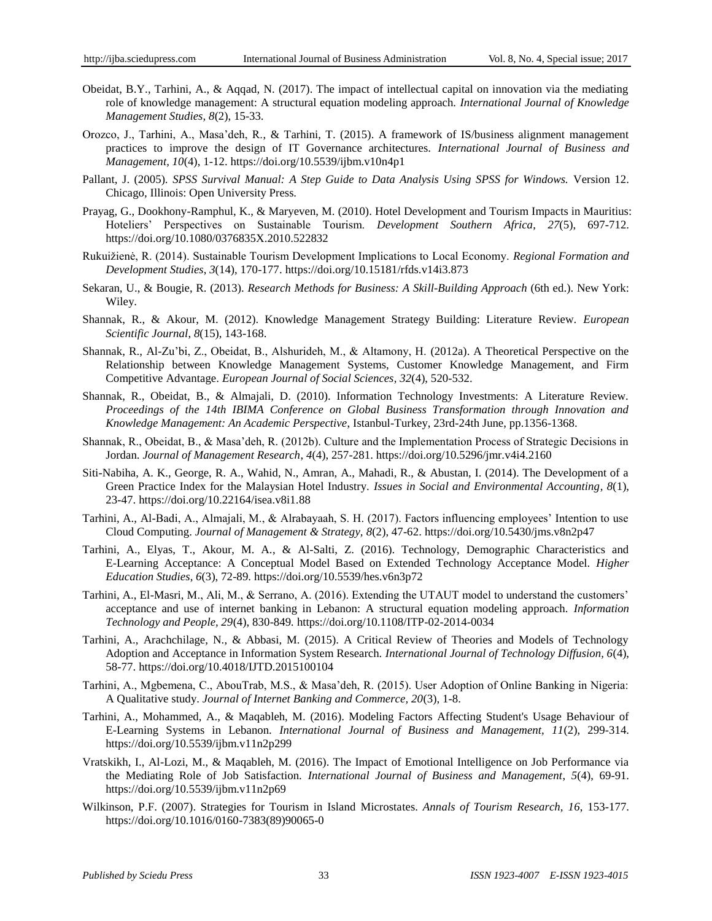Obeidat, B.Y., Tarhini, A., & Aqqad, N. (2017). The impact of intellectual capital on innovation via the mediating role of knowledge management: A structural equation modeling approach. *International Journal of Knowledge Management Studies, 8*(2), 15-33.

Orozco, J., Tarhini, A., Masa'deh, R., & Tarhini, T. (2015). A framework of IS/business alignment management practices to improve the design of IT Governance architectures. *International Journal of Business and Management, 10*(4), 1-12. https://doi.org/10.5539/ijbm.v10n4p1

Pallant, J. (2005). *SPSS Survival Manual: A Step Guide to Data Analysis Using SPSS for Windows.* Version 12. Chicago, Illinois: Open University Press.

Prayag, G., Dookhony-Ramphul, K., & Maryeven, M. (2010). Hotel Development and Tourism Impacts in Mauritius: Hoteliers' Perspectives on Sustainable Tourism. *Development Southern Africa*, *27*(5), 697-712. https://doi.org/10.1080/0376835X.2010.522832

Rukuižienė, R. (2014). Sustainable Tourism Development Implications to Local Economy. *Regional Formation and Development Studies*, *3*(14), 170-177. https://doi.org/10.15181/rfds.v14i3.873

Sekaran, U., & Bougie, R. (2013). *Research Methods for Business: A Skill-Building Approach* (6th ed.). New York: Wiley.

Shannak, R., & Akour, M. (2012). Knowledge Management Strategy Building: Literature Review. *European Scientific Journal, 8*(15), 143-168.

Shannak, R., Al-Zu'bi, Z., Obeidat, B., Alshurideh, M., & Altamony, H. (2012a). A Theoretical Perspective on the Relationship between Knowledge Management Systems, Customer Knowledge Management, and Firm Competitive Advantage. *European Journal of Social Sciences*, *32*(4), 520-532.

Shannak, R., Obeidat, B., & Almajali, D. (2010). Information Technology Investments: A Literature Review. *Proceedings of the 14th IBIMA Conference on Global Business Transformation through Innovation and Knowledge Management: An Academic Perspective*, Istanbul-Turkey, 23rd-24th June, pp.1356-1368.

Shannak, R., Obeidat, B., & Masa'deh, R. (2012b). Culture and the Implementation Process of Strategic Decisions in Jordan. *Journal of Management Research*, *4*(4), 257-281. https://doi.org/10.5296/jmr.v4i4.2160

Siti-Nabiha, A. K., George, R. A., Wahid, N., Amran, A., Mahadi, R., & Abustan, I. (2014). The Development of a Green Practice Index for the Malaysian Hotel Industry. *Issues in Social and Environmental Accounting*, *8*(1), 23-47. https://doi.org/10.22164/isea.v8i1.88

Tarhini, A., Al-Badi, A., Almajali, M., & Alrabayaah, S. H. (2017). Factors influencing employees' Intention to use Cloud Computing. *Journal of Management & Strategy, 8*(2), 47-62. https://doi.org/10.5430/jms.v8n2p47

Tarhini, A., Elyas, T., Akour, M. A., & Al-Salti, Z. (2016). Technology, Demographic Characteristics and E-Learning Acceptance: A Conceptual Model Based on Extended Technology Acceptance Model. *Higher Education Studies*, *6*(3), 72-89. https://doi.org/10.5539/hes.v6n3p72

Tarhini, A., El-Masri, M., Ali, M., & Serrano, A. (2016). Extending the UTAUT model to understand the customers' acceptance and use of internet banking in Lebanon: A structural equation modeling approach. *Information Technology and People, 29*(4), 830-849. https://doi.org/10.1108/ITP-02-2014-0034

Tarhini, A., Arachchilage, N., & Abbasi, M. (2015). A Critical Review of Theories and Models of Technology Adoption and Acceptance in Information System Research. *International Journal of Technology Diffusion, 6*(4), 58-77. https://doi.org/10.4018/IJTD.2015100104

Tarhini, A., Mgbemena, C., AbouTrab, M.S., & Masa'deh, R. (2015). User Adoption of Online Banking in Nigeria: A Qualitative study. *Journal of Internet Banking and Commerce, 20*(3), 1-8.

Tarhini, A., Mohammed, A., & Maqableh, M. (2016). Modeling Factors Affecting Student's Usage Behaviour of E-Learning Systems in Lebanon. *International Journal of Business and Management, 11*(2), 299-314. https://doi.org/10.5539/ijbm.v11n2p299

Vratskikh, I., Al-Lozi, M., & Maqableh, M. (2016). The Impact of Emotional Intelligence on Job Performance via the Mediating Role of Job Satisfaction. *International Journal of Business and Management*, *5*(4), 69-91. https://doi.org/10.5539/ijbm.v11n2p69

Wilkinson, P.F. (2007). Strategies for Tourism in Island Microstates. *Annals of Tourism Research, 16*, 153-177. https://doi.org/10.1016/0160-7383(89)90065-0